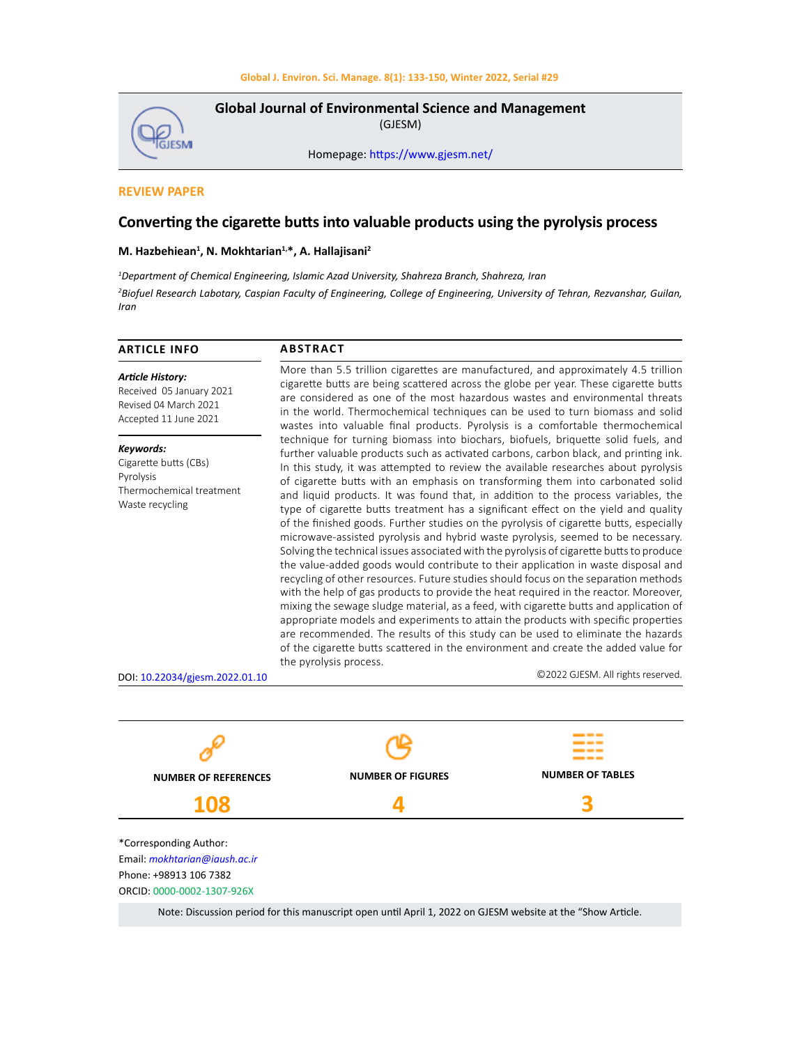# Global Journal of Environmental Science and Management

(GJESM)

Homepage: https://www.gjesm.net/

**REVIEW PAPER**

## Converting the cigarette butts into valuable products using the pyrolysis process

**M. Hazbehiean[1], N. Mokhtarian[1,*], A. Hallajisani[2]**

*[1]Department of Chemical Engineering, Islamic Azad University, Shahreza Branch, Shahreza, Iran*

*[2]Biofuel Research Labotary, Caspian Faculty of Engineering, College of Engineering, University of Tehran, Rezvanshar, Guilan, Iran*

### ARTICLE INFO

***Article History:***
Received 05 January 2021
Revised 04 March 2021
Accepted 11 June 2021

***Keywords:***
Cigarette butts (CBs)
Pyrolysis
Thermochemical treatment
Waste recycling

DOI: 10.22034/gjesm.2022.01.10

### ABSTRACT

More than 5.5 trillion cigarettes are manufactured, and approximately 4.5 trillion cigarette butts are being scattered across the globe per year. These cigarette butts are considered as one of the most hazardous wastes and environmental threats in the world. Thermochemical techniques can be used to turn biomass and solid wastes into valuable final products. Pyrolysis is a comfortable thermochemical technique for turning biomass into biochars, biofuels, briquette solid fuels, and further valuable products such as activated carbons, carbon black, and printing ink. In this study, it was attempted to review the available researches about pyrolysis of cigarette butts with an emphasis on transforming them into carbonated solid and liquid products. It was found that, in addition to the process variables, the type of cigarette butts treatment has a significant effect on the yield and quality of the finished goods. Further studies on the pyrolysis of cigarette butts, especially microwave-assisted pyrolysis and hybrid waste pyrolysis, seemed to be necessary. Solving the technical issues associated with the pyrolysis of cigarette butts to produce the value-added goods would contribute to their application in waste disposal and recycling of other resources. Future studies should focus on the separation methods with the help of gas products to provide the heat required in the reactor. Moreover, mixing the sewage sludge material, as a feed, with cigarette butts and application of appropriate models and experiments to attain the products with specific properties are recommended. The results of this study can be used to eliminate the hazards of the cigarette butts scattered in the environment and create the added value for the pyrolysis process.

©2022 GJESM. All rights reserved.

| NUMBER OF REFERENCES | NUMBER OF FIGURES | NUMBER OF TABLES |
|---|---|---|
| 108 | 4 | 3 |

*Corresponding Author:
Email: *mokhtarian@iaush.ac.ir*
Phone: +98913 106 7382
ORCID: 0000-0002-1307-926X

Note: Discussion period for this manuscript open until April 1, 2022 on GJESM website at the "Show Article.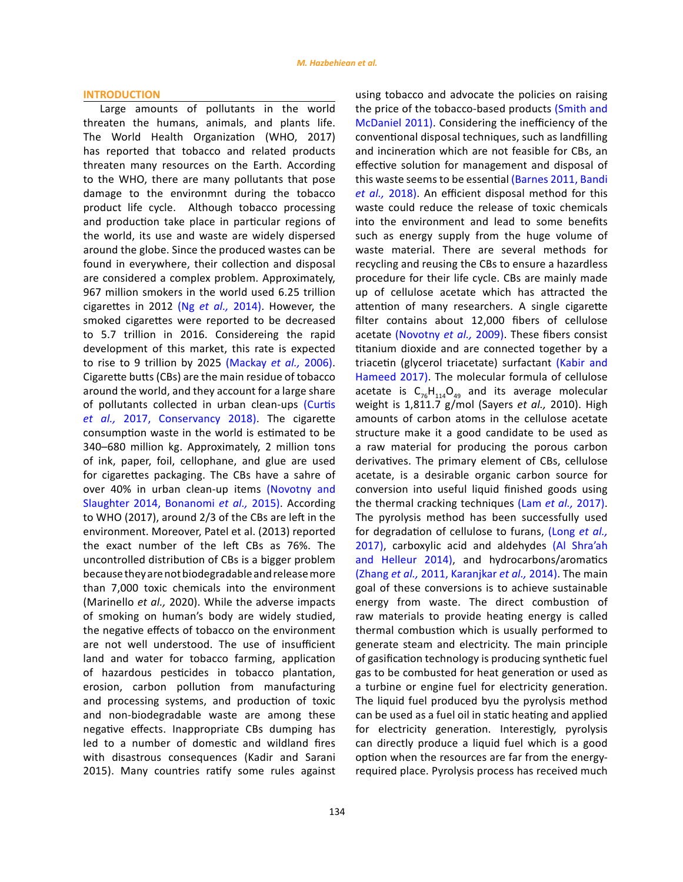## INTRODUCTION

Large amounts of pollutants in the world threaten the humans, animals, and plants life. The World Health Organization (WHO, 2017) has reported that tobacco and related products threaten many resources on the Earth. According to the WHO, there are many pollutants that pose damage to the environmnt during the tobacco product life cycle. Although tobacco processing and production take place in particular regions of the world, its use and waste are widely dispersed around the globe. Since the produced wastes can be found in everywhere, their collection and disposal are considered a complex problem. Approximately, 967 million smokers in the world used 6.25 trillion cigarettes in 2012 (Ng *et al.,* 2014). However, the smoked cigarettes were reported to be decreased to 5.7 trillion in 2016. Considereing the rapid development of this market, this rate is expected to rise to 9 trillion by 2025 (Mackay *et al.,* 2006). Cigarette butts (CBs) are the main residue of tobacco around the world, and they account for a large share of pollutants collected in urban clean-ups (Curtis *et al.,* 2017, Conservancy 2018). The cigarette consumption waste in the world is estimated to be 340–680 million kg. Approximately, 2 million tons of ink, paper, foil, cellophane, and glue are used for cigarettes packaging. The CBs have a sahre of over 40% in urban clean-up items (Novotny and Slaughter 2014, Bonanomi *et al.,* 2015). According to WHO (2017), around 2/3 of the CBs are left in the environment. Moreover, Patel et al. (2013) reported the exact number of the left CBs as 76%. The uncontrolled distribution of CBs is a bigger problem because they are not biodegradable and release more than 7,000 toxic chemicals into the environment (Marinello *et al.,* 2020). While the adverse impacts of smoking on human's body are widely studied, the negative effects of tobacco on the environment are not well understood. The use of insufficient land and water for tobacco farming, application of hazardous pesticides in tobacco plantation, erosion, carbon pollution from manufacturing and processing systems, and production of toxic and non-biodegradable waste are among these negative effects. Inappropriate CBs dumping has led to a number of domestic and wildland fires with disastrous consequences (Kadir and Sarani 2015). Many countries ratify some rules against using tobacco and advocate the policies on raising the price of the tobacco-based products (Smith and McDaniel 2011). Considering the inefficiency of the conventional disposal techniques, such as landfilling and incineration which are not feasible for CBs, an effective solution for management and disposal of this waste seems to be essential (Barnes 2011, Bandi *et al.,* 2018). An efficient disposal method for this waste could reduce the release of toxic chemicals into the environment and lead to some benefits such as energy supply from the huge volume of waste material. There are several methods for recycling and reusing the CBs to ensure a hazardless procedure for their life cycle. CBs are mainly made up of cellulose acetate which has attracted the attention of many researchers. A single cigarette filter contains about 12,000 fibers of cellulose acetate (Novotny *et al.,* 2009). These fibers consist titanium dioxide and are connected together by a triacetin (glycerol triacetate) surfactant (Kabir and Hameed 2017). The molecular formula of cellulose acetate is $C_{76}H_{114}O_{49}$ and its average molecular weight is 1,811.7 g/mol (Sayers *et al.,* 2010). High amounts of carbon atoms in the cellulose acetate structure make it a good candidate to be used as a raw material for producing the porous carbon derivatives. The primary element of CBs, cellulose acetate, is a desirable organic carbon source for conversion into useful liquid finished goods using the thermal cracking techniques (Lam *et al.,* 2017). The pyrolysis method has been successfully used for degradation of cellulose to furans, (Long *et al.,* 2017), carboxylic acid and aldehydes (Al Shra'ah and Helleur 2014), and hydrocarbons/aromatics (Zhang *et al.,* 2011, Karanjkar *et al.,* 2014). The main goal of these conversions is to achieve sustainable energy from waste. The direct combustion of raw materials to provide heating energy is called thermal combustion which is usually performed to generate steam and electricity. The main principle of gasification technology is producing synthetic fuel gas to be combusted for heat generation or used as a turbine or engine fuel for electricity generation. The liquid fuel produced byu the pyrolysis method can be used as a fuel oil in static heating and applied for electricity generation. Interestigly, pyrolysis can directly produce a liquid fuel which is a good option when the resources are far from the energy-required place. Pyrolysis process has received much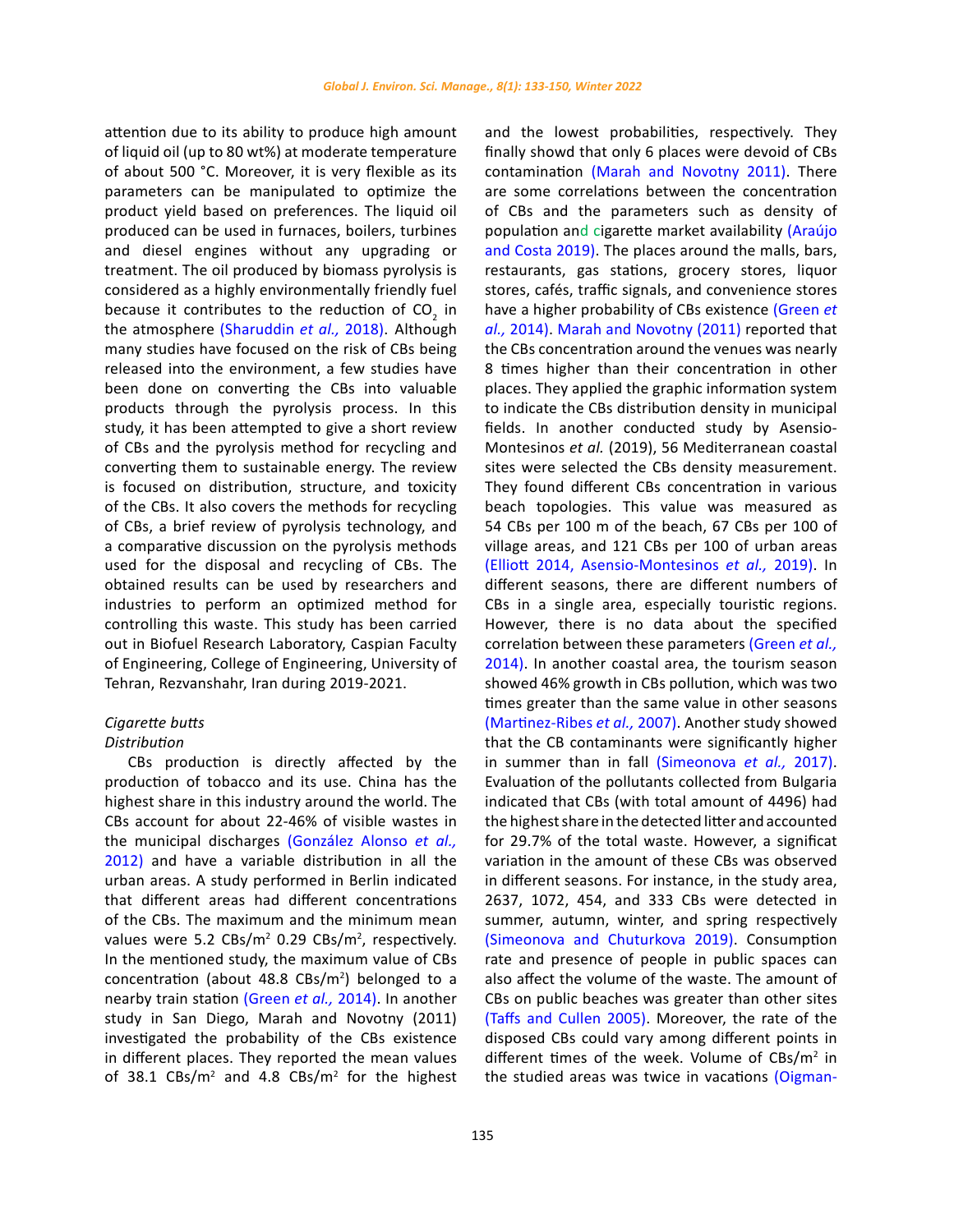attention due to its ability to produce high amount of liquid oil (up to 80 wt%) at moderate temperature of about 500 °C. Moreover, it is very flexible as its parameters can be manipulated to optimize the product yield based on preferences. The liquid oil produced can be used in furnaces, boilers, turbines and diesel engines without any upgrading or treatment. The oil produced by biomass pyrolysis is considered as a highly environmentally friendly fuel because it contributes to the reduction of $CO_2$ in the atmosphere (Sharuddin *et al.,* 2018). Although many studies have focused on the risk of CBs being released into the environment, a few studies have been done on converting the CBs into valuable products through the pyrolysis process. In this study, it has been attempted to give a short review of CBs and the pyrolysis method for recycling and converting them to sustainable energy. The review is focused on distribution, structure, and toxicity of the CBs. It also covers the methods for recycling of CBs, a brief review of pyrolysis technology, and a comparative discussion on the pyrolysis methods used for the disposal and recycling of CBs. The obtained results can be used by researchers and industries to perform an optimized method for controlling this waste. This study has been carried out in Biofuel Research Laboratory, Caspian Faculty of Engineering, College of Engineering, University of Tehran, Rezvanshahr, Iran during 2019-2021.

*Cigarette butts*

*Distribution*

CBs production is directly affected by the production of tobacco and its use. China has the highest share in this industry around the world. The CBs account for about 22-46% of visible wastes in the municipal discharges (González Alonso *et al.,* 2012) and have a variable distribution in all the urban areas. A study performed in Berlin indicated that different areas had different concentrations of the CBs. The maximum and the minimum mean values were 5.2 CBs/m$^2$ 0.29 CBs/m$^2$, respectively. In the mentioned study, the maximum value of CBs concentration (about 48.8 CBs/m$^2$) belonged to a nearby train station (Green *et al.,* 2014). In another study in San Diego, Marah and Novotny (2011) investigated the probability of the CBs existence in different places. They reported the mean values of 38.1 CBs/m$^2$ and 4.8 CBs/m$^2$ for the highest and the lowest probabilities, respectively. They finally showd that only 6 places were devoid of CBs contamination (Marah and Novotny 2011). There are some correlations between the concentration of CBs and the parameters such as density of population and cigarette market availability (Araújo and Costa 2019). The places around the malls, bars, restaurants, gas stations, grocery stores, liquor stores, cafés, traffic signals, and convenience stores have a higher probability of CBs existence (Green *et al.,* 2014). Marah and Novotny (2011) reported that the CBs concentration around the venues was nearly 8 times higher than their concentration in other places. They applied the graphic information system to indicate the CBs distribution density in municipal fields. In another conducted study by Asensio-Montesinos *et al.* (2019), 56 Mediterranean coastal sites were selected the CBs density measurement. They found different CBs concentration in various beach topologies. This value was measured as 54 CBs per 100 m of the beach, 67 CBs per 100 of village areas, and 121 CBs per 100 of urban areas (Elliott 2014, Asensio-Montesinos *et al.,* 2019). In different seasons, there are different numbers of CBs in a single area, especially touristic regions. However, there is no data about the specified correlation between these parameters (Green *et al.,* 2014). In another coastal area, the tourism season showed 46% growth in CBs pollution, which was two times greater than the same value in other seasons (Martinez-Ribes *et al.,* 2007). Another study showed that the CB contaminants were significantly higher in summer than in fall (Simeonova *et al.,* 2017). Evaluation of the pollutants collected from Bulgaria indicated that CBs (with total amount of 4496) had the highest share in the detected litter and accounted for 29.7% of the total waste. However, a significat variation in the amount of these CBs was observed in different seasons. For instance, in the study area, 2637, 1072, 454, and 333 CBs were detected in summer, autumn, winter, and spring respectively (Simeonova and Chuturkova 2019). Consumption rate and presence of people in public spaces can also affect the volume of the waste. The amount of CBs on public beaches was greater than other sites (Taffs and Cullen 2005). Moreover, the rate of the disposed CBs could vary among different points in different times of the week. Volume of CBs/m$^2$ in the studied areas was twice in vacations (Oigman-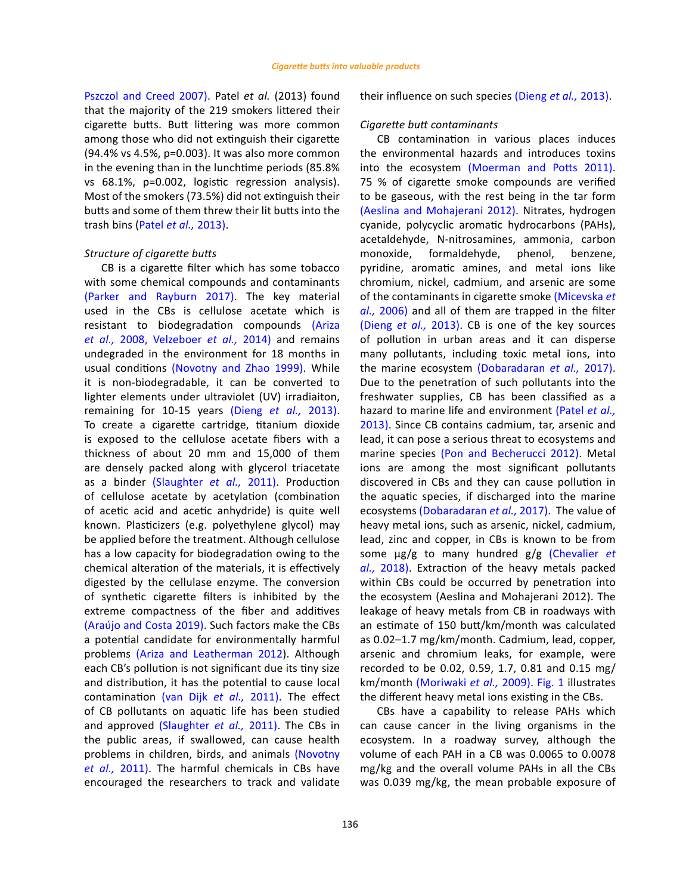Pszczol and Creed 2007). Patel *et al.* (2013) found that the majority of the 219 smokers littered their cigarette butts. Butt littering was more common among those who did not extinguish their cigarette (94.4% vs 4.5%, p=0.003). It was also more common in the evening than in the lunchtime periods (85.8% vs 68.1%, p=0.002, logistic regression analysis). Most of the smokers (73.5%) did not extinguish their butts and some of them threw their lit butts into the trash bins (Patel *et al.,* 2013).

*Structure of cigarette butts*

CB is a cigarette filter which has some tobacco with some chemical compounds and contaminants (Parker and Rayburn 2017). The key material used in the CBs is cellulose acetate which is resistant to biodegradation compounds (Ariza *et al.,* 2008, Velzeboer *et al.,* 2014) and remains undegraded in the environment for 18 months in usual conditions (Novotny and Zhao 1999). While it is non-biodegradable, it can be converted to lighter elements under ultraviolet (UV) irradiaiton, remaining for 10-15 years (Dieng *et al.,* 2013). To create a cigarette cartridge, titanium dioxide is exposed to the cellulose acetate fibers with a thickness of about 20 mm and 15,000 of them are densely packed along with glycerol triacetate as a binder (Slaughter *et al.,* 2011). Production of cellulose acetate by acetylation (combination of acetic acid and acetic anhydride) is quite well known. Plasticizers (e.g. polyethylene glycol) may be applied before the treatment. Although cellulose has a low capacity for biodegradation owing to the chemical alteration of the materials, it is effectively digested by the cellulase enzyme. The conversion of synthetic cigarette filters is inhibited by the extreme compactness of the fiber and additives (Araújo and Costa 2019). Such factors make the CBs a potential candidate for environmentally harmful problems (Ariza and Leatherman 2012). Although each CB's pollution is not significant due its tiny size and distribution, it has the potential to cause local contamination (van Dijk *et al.,* 2011). The effect of CB pollutants on aquatic life has been studied and approved (Slaughter *et al.,* 2011). The CBs in the public areas, if swallowed, can cause health problems in children, birds, and animals (Novotny *et al.,* 2011). The harmful chemicals in CBs have encouraged the researchers to track and validate their influence on such species (Dieng *et al.,* 2013).

*Cigarette butt contaminants*

CB contamination in various places induces the environmental hazards and introduces toxins into the ecosystem (Moerman and Potts 2011). 75 % of cigarette smoke compounds are verified to be gaseous, with the rest being in the tar form (Aeslina and Mohajerani 2012). Nitrates, hydrogen cyanide, polycyclic aromatic hydrocarbons (PAHs), acetaldehyde, N-nitrosamines, ammonia, carbon monoxide, formaldehyde, phenol, benzene, pyridine, aromatic amines, and metal ions like chromium, nickel, cadmium, and arsenic are some of the contaminants in cigarette smoke (Micevska *et al.,* 2006) and all of them are trapped in the filter (Dieng *et al.,* 2013). CB is one of the key sources of pollution in urban areas and it can disperse many pollutants, including toxic metal ions, into the marine ecosystem (Dobaradaran *et al.,* 2017). Due to the penetration of such pollutants into the freshwater supplies, CB has been classified as a hazard to marine life and environment (Patel *et al.,* 2013). Since CB contains cadmium, tar, arsenic and lead, it can pose a serious threat to ecosystems and marine species (Pon and Becherucci 2012). Metal ions are among the most significant pollutants discovered in CBs and they can cause pollution in the aquatic species, if discharged into the marine ecosystems (Dobaradaran *et al.,* 2017). The value of heavy metal ions, such as arsenic, nickel, cadmium, lead, zinc and copper, in CBs is known to be from some µg/g to many hundred g/g (Chevalier *et al.,* 2018). Extraction of the heavy metals packed within CBs could be occurred by penetration into the ecosystem (Aeslina and Mohajerani 2012). The leakage of heavy metals from CB in roadways with an estimate of 150 butt/km/month was calculated as 0.02–1.7 mg/km/month. Cadmium, lead, copper, arsenic and chromium leaks, for example, were recorded to be 0.02, 0.59, 1.7, 0.81 and 0.15 mg/km/month (Moriwaki *et al.,* 2009). Fig. 1 illustrates the different heavy metal ions existing in the CBs.

CBs have a capability to release PAHs which can cause cancer in the living organisms in the ecosystem. In a roadway survey, although the volume of each PAH in a CB was 0.0065 to 0.0078 mg/kg and the overall volume PAHs in all the CBs was 0.039 mg/kg, the mean probable exposure of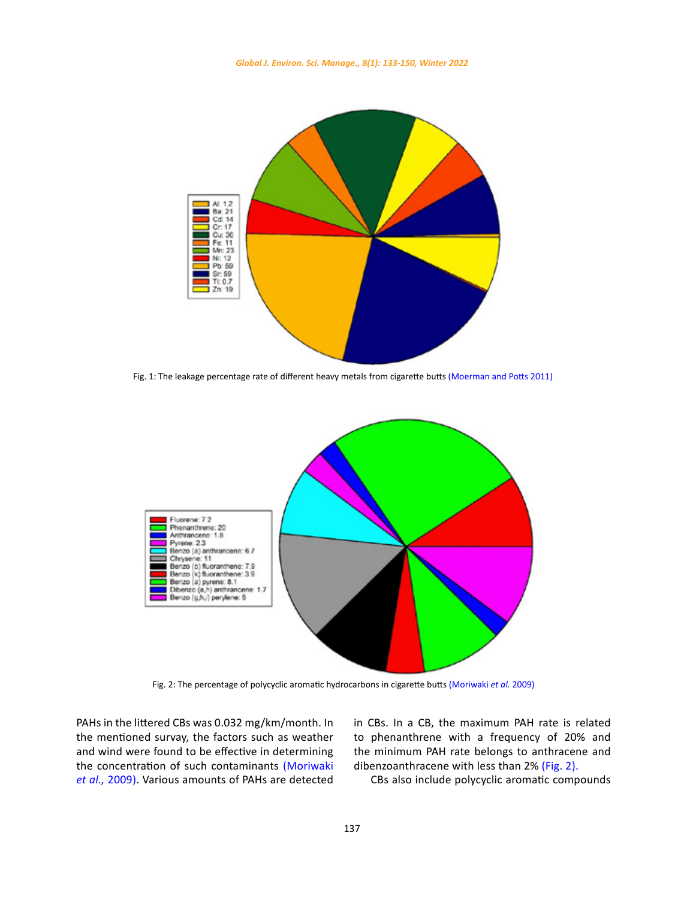Fig. 1: The leakage percentage rate of different heavy metals from cigarette butts (Moerman and Potts 2011)

Fig. 2: The percentage of polycyclic aromatic hydrocarbons in cigarette butts (Moriwaki *et al.* 2009)

PAHs in the littered CBs was 0.032 mg/km/month. In the mentioned survay, the factors such as weather and wind were found to be effective in determining the concentration of such contaminants (Moriwaki *et al.,* 2009). Various amounts of PAHs are detected in CBs. In a CB, the maximum PAH rate is related to phenanthrene with a frequency of 20% and the minimum PAH rate belongs to anthracene and dibenzoanthracene with less than 2% (Fig. 2).

CBs also include polycyclic aromatic compounds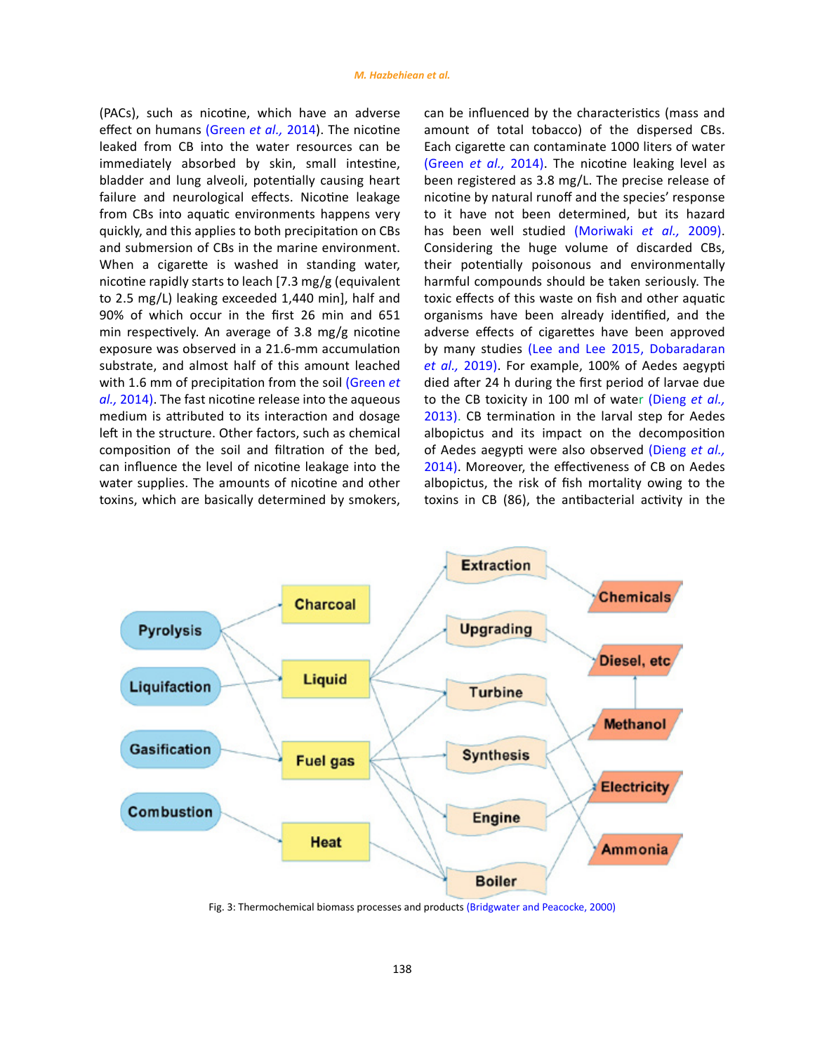(PACs), such as nicotine, which have an adverse effect on humans (Green *et al.,* 2014). The nicotine leaked from CB into the water resources can be immediately absorbed by skin, small intestine, bladder and lung alveoli, potentially causing heart failure and neurological effects. Nicotine leakage from CBs into aquatic environments happens very quickly, and this applies to both precipitation on CBs and submersion of CBs in the marine environment. When a cigarette is washed in standing water, nicotine rapidly starts to leach [7.3 mg/g (equivalent to 2.5 mg/L) leaking exceeded 1,440 min], half and 90% of which occur in the first 26 min and 651 min respectively. An average of 3.8 mg/g nicotine exposure was observed in a 21.6-mm accumulation substrate, and almost half of this amount leached with 1.6 mm of precipitation from the soil (Green *et al.,* 2014). The fast nicotine release into the aqueous medium is attributed to its interaction and dosage left in the structure. Other factors, such as chemical composition of the soil and filtration of the bed, can influence the level of nicotine leakage into the water supplies. The amounts of nicotine and other toxins, which are basically determined by smokers, can be influenced by the characteristics (mass and amount of total tobacco) of the dispersed CBs. Each cigarette can contaminate 1000 liters of water (Green *et al.,* 2014). The nicotine leaking level as been registered as 3.8 mg/L. The precise release of nicotine by natural runoff and the species' response to it have not been determined, but its hazard has been well studied (Moriwaki *et al.,* 2009). Considering the huge volume of discarded CBs, their potentially poisonous and environmentally harmful compounds should be taken seriously. The toxic effects of this waste on fish and other aquatic organisms have been already identified, and the adverse effects of cigarettes have been approved by many studies (Lee and Lee 2015, Dobaradaran *et al.,* 2019). For example, 100% of Aedes aegypti died after 24 h during the first period of larvae due to the CB toxicity in 100 ml of water (Dieng *et al.,* 2013). CB termination in the larval step for Aedes albopictus and its impact on the decomposition of Aedes aegypti were also observed (Dieng *et al.,* 2014). Moreover, the effectiveness of CB on Aedes albopictus, the risk of fish mortality owing to the toxins in CB (86), the antibacterial activity in the

Fig. 3: Thermochemical biomass processes and products (Bridgwater and Peacocke, 2000)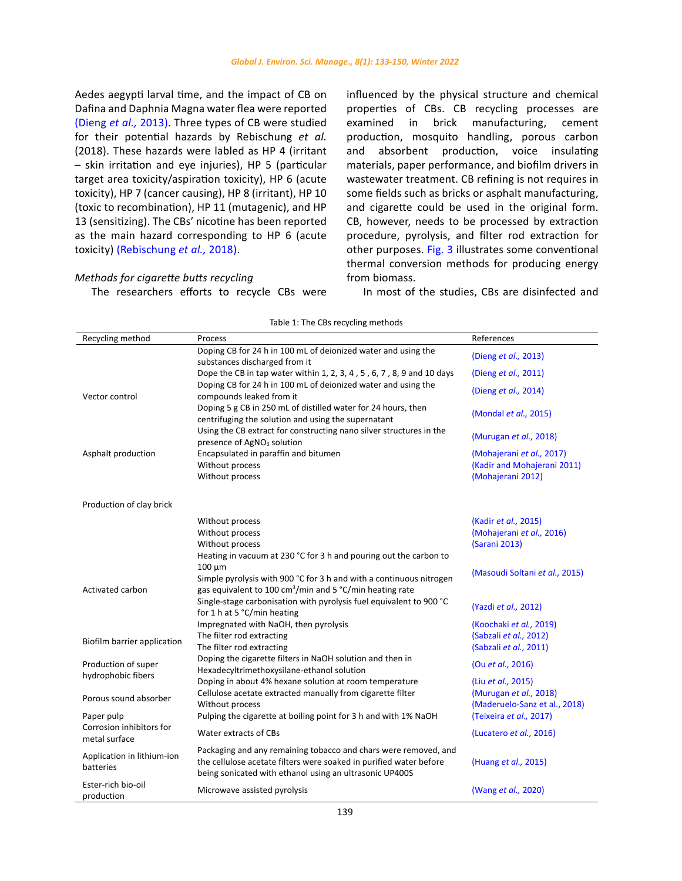Aedes aegypti larval time, and the impact of CB on Dafina and Daphnia Magna water flea were reported (Dieng *et al.,* 2013). Three types of CB were studied for their potential hazards by Rebischung *et al.* (2018). These hazards were labled as HP 4 (irritant – skin irritation and eye injuries), HP 5 (particular target area toxicity/aspiration toxicity), HP 6 (acute toxicity), HP 7 (cancer causing), HP 8 (irritant), HP 10 (toxic to recombination), HP 11 (mutagenic), and HP 13 (sensitizing). The CBs' nicotine has been reported as the main hazard corresponding to HP 6 (acute toxicity) (Rebischung *et al.,* 2018).

*Methods for cigarette butts recycling*

The researchers efforts to recycle CBs were influenced by the physical structure and chemical properties of CBs. CB recycling processes are examined in brick manufacturing, cement production, mosquito handling, porous carbon and absorbent production, voice insulating materials, paper performance, and biofilm drivers in wastewater treatment. CB refining is not requires in some fields such as bricks or asphalt manufacturing, and cigarette could be used in the original form. CB, however, needs to be processed by extraction procedure, pyrolysis, and filter rod extraction for other purposes. Fig. 3 illustrates some conventional thermal conversion methods for producing energy from biomass.

In most of the studies, CBs are disinfected and

Table 1: The CBs recycling methods

| Recycling method | Process | References |
|---|---|---|
| Vector control | Doping CB for 24 h in 100 mL of deionized water and using the substances discharged from it | (Dieng *et al.,* 2013) |
| | Dope the CB in tap water within 1, 2, 3, 4 , 5 , 6, 7 , 8, 9 and 10 days | (Dieng *et al.,* 2011) |
| | Doping CB for 24 h in 100 mL of deionized water and using the compounds leaked from it | (Dieng *et al.,* 2014) |
| | Doping 5 g CB in 250 mL of distilled water for 24 hours, then centrifuging the solution and using the supernatant | (Mondal *et al.,* 2015) |
| | Using the CB extract for constructing nano silver structures in the presence of $AgNO_3$ solution | (Murugan *et al.,* 2018) |
| Asphalt production | Encapsulated in paraffin and bitumen | (Mohajerani *et al.,* 2017) |
| | Without process | (Kadir and Mohajerani 2011) |
| | Without process | (Mohajerani 2012) |
| Production of clay brick | | |
| | Without process | (Kadir *et al.,* 2015) |
| | Without process | (Mohajerani *et al.,* 2016) |
| | Without process | (Sarani 2013) |
| Activated carbon | Heating in vacuum at 230 °C for 3 h and pouring out the carbon to 100 µm | (Masoudi Soltani *et al.,* 2015) |
| | Simple pyrolysis with 900 °C for 3 h and with a continuous nitrogen gas equivalent to 100 $cm^3$/min and 5 °C/min heating rate | |
| | Single-stage carbonisation with pyrolysis fuel equivalent to 900 °C for 1 h at 5 °C/min heating | (Yazdi *et al.,* 2012) |
| | Impregnated with NaOH, then pyrolysis | (Koochaki *et al.,* 2019) |
| Biofilm barrier application | The filter rod extracting | (Sabzali *et al.,* 2012) |
| | The filter rod extracting | (Sabzali *et al.,* 2011) |
| Production of super hydrophobic fibers | Doping the cigarette filters in NaOH solution and then in Hexadecyltrimethoxysilane-ethanol solution | (Ou *et al.,* 2016) |
| | Doping in about 4% hexane solution at room temperature | (Liu *et al.,* 2015) |
| Porous sound absorber | Cellulose acetate extracted manually from cigarette filter | (Murugan *et al.,* 2018) |
| | Without process | (Maderuelo-Sanz et al., 2018) |
| Paper pulp | Pulping the cigarette at boiling point for 3 h and with 1% NaOH | (Teixeira *et al.,* 2017) |
| Corrosion inhibitors for metal surface | Water extracts of CBs | (Lucatero *et al.,* 2016) |
| Application in lithium-ion batteries | Packaging and any remaining tobacco and chars were removed, and the cellulose acetate filters were soaked in purified water before being sonicated with ethanol using an ultrasonic UP400S | (Huang *et al.,* 2015) |
| Ester-rich bio-oil production | Microwave assisted pyrolysis | (Wang *et al.,* 2020) |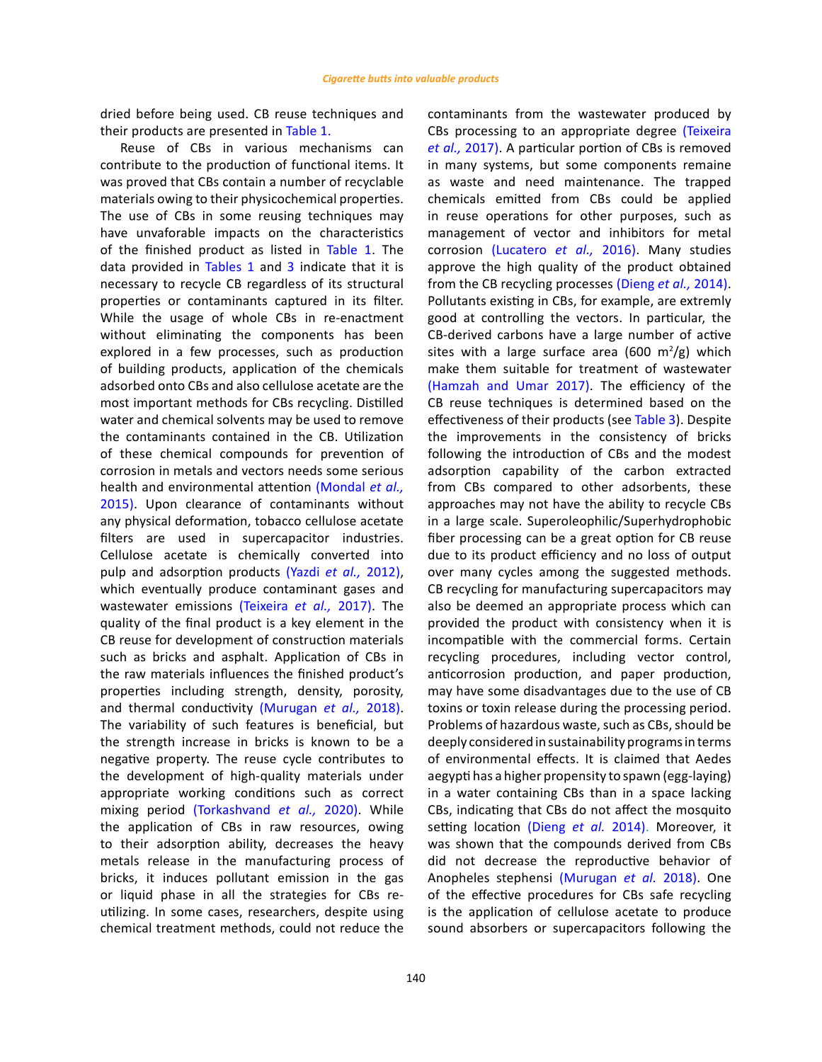dried before being used. CB reuse techniques and their products are presented in Table 1.

Reuse of CBs in various mechanisms can contribute to the production of functional items. It was proved that CBs contain a number of recyclable materials owing to their physicochemical properties. The use of CBs in some reusing techniques may have unvaforable impacts on the characteristics of the finished product as listed in Table 1. The data provided in Tables 1 and 3 indicate that it is necessary to recycle CB regardless of its structural properties or contaminants captured in its filter. While the usage of whole CBs in re-enactment without eliminating the components has been explored in a few processes, such as production of building products, application of the chemicals adsorbed onto CBs and also cellulose acetate are the most important methods for CBs recycling. Distilled water and chemical solvents may be used to remove the contaminants contained in the CB. Utilization of these chemical compounds for prevention of corrosion in metals and vectors needs some serious health and environmental attention (Mondal *et al.,* 2015). Upon clearance of contaminants without any physical deformation, tobacco cellulose acetate filters are used in supercapacitor industries. Cellulose acetate is chemically converted into pulp and adsorption products (Yazdi *et al.,* 2012), which eventually produce contaminant gases and wastewater emissions (Teixeira *et al.,* 2017). The quality of the final product is a key element in the CB reuse for development of construction materials such as bricks and asphalt. Application of CBs in the raw materials influences the finished product's properties including strength, density, porosity, and thermal conductivity (Murugan *et al.,* 2018). The variability of such features is beneficial, but the strength increase in bricks is known to be a negative property. The reuse cycle contributes to the development of high-quality materials under appropriate working conditions such as correct mixing period (Torkashvand *et al.,* 2020). While the application of CBs in raw resources, owing to their adsorption ability, decreases the heavy metals release in the manufacturing process of bricks, it induces pollutant emission in the gas or liquid phase in all the strategies for CBs re-utilizing. In some cases, researchers, despite using chemical treatment methods, could not reduce the contaminants from the wastewater produced by CBs processing to an appropriate degree (Teixeira *et al.,* 2017). A particular portion of CBs is removed in many systems, but some components remaine as waste and need maintenance. The trapped chemicals emitted from CBs could be applied in reuse operations for other purposes, such as management of vector and inhibitors for metal corrosion (Lucatero *et al.,* 2016). Many studies approve the high quality of the product obtained from the CB recycling processes (Dieng *et al.,* 2014). Pollutants existing in CBs, for example, are extremly good at controlling the vectors. In particular, the CB-derived carbons have a large number of active sites with a large surface area (600 $m^2/g$) which make them suitable for treatment of wastewater (Hamzah and Umar 2017). The efficiency of the CB reuse techniques is determined based on the effectiveness of their products (see Table 3). Despite the improvements in the consistency of bricks following the introduction of CBs and the modest adsorption capability of the carbon extracted from CBs compared to other adsorbents, these approaches may not have the ability to recycle CBs in a large scale. Superoleophilic/Superhydrophobic fiber processing can be a great option for CB reuse due to its product efficiency and no loss of output over many cycles among the suggested methods. CB recycling for manufacturing supercapacitors may also be deemed an appropriate process which can provided the product with consistency when it is incompatible with the commercial forms. Certain recycling procedures, including vector control, anticorrosion production, and paper production, may have some disadvantages due to the use of CB toxins or toxin release during the processing period. Problems of hazardous waste, such as CBs, should be deeply considered in sustainability programs in terms of environmental effects. It is claimed that Aedes aegypti has a higher propensity to spawn (egg-laying) in a water containing CBs than in a space lacking CBs, indicating that CBs do not affect the mosquito setting location (Dieng *et al.* 2014). Moreover, it was shown that the compounds derived from CBs did not decrease the reproductive behavior of Anopheles stephensi (Murugan *et al.* 2018). One of the effective procedures for CBs safe recycling is the application of cellulose acetate to produce sound absorbers or supercapacitors following the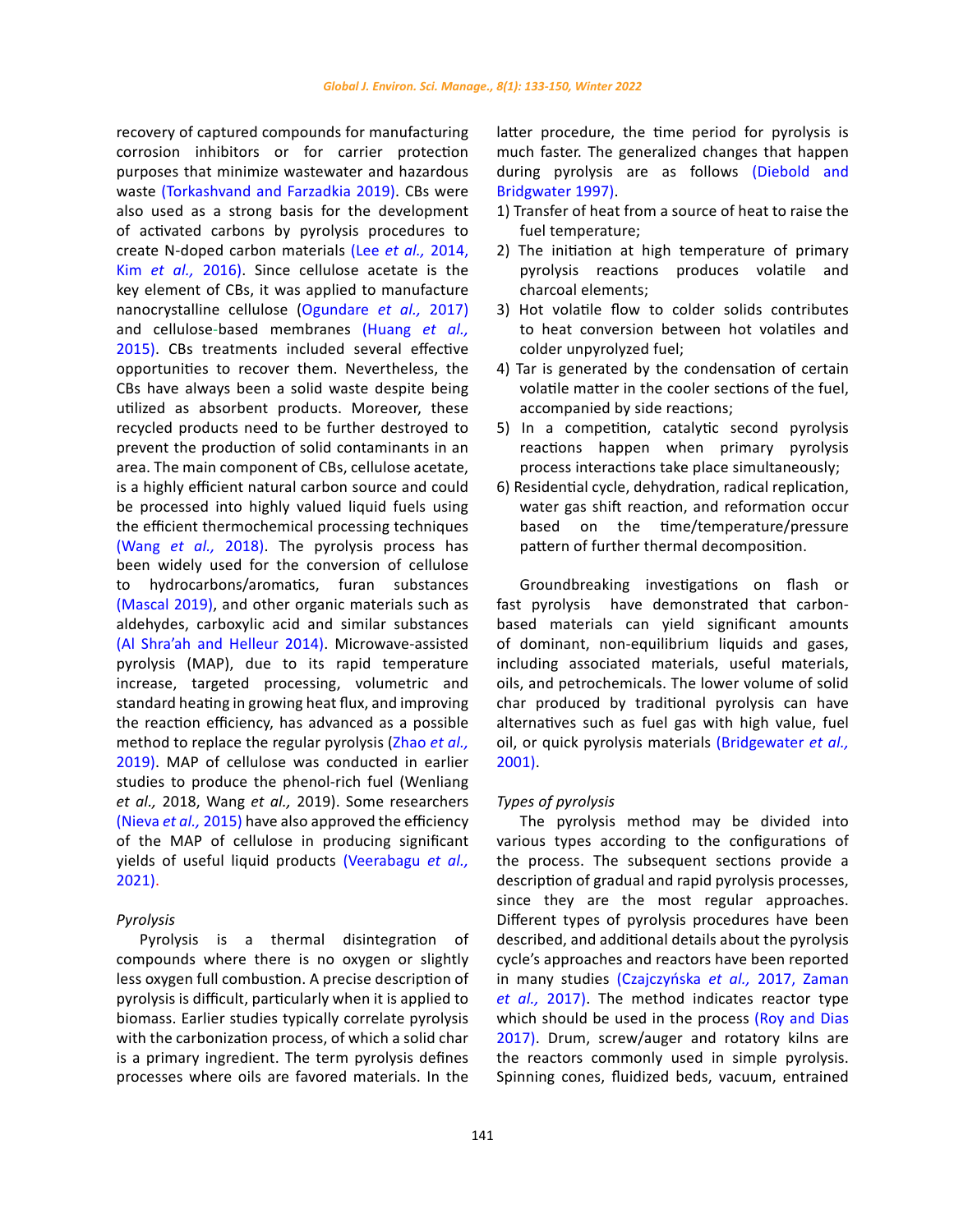recovery of captured compounds for manufacturing corrosion inhibitors or for carrier protection purposes that minimize wastewater and hazardous waste (Torkashvand and Farzadkia 2019). CBs were also used as a strong basis for the development of activated carbons by pyrolysis procedures to create N-doped carbon materials (Lee *et al.,* 2014, Kim *et al.,* 2016). Since cellulose acetate is the key element of CBs, it was applied to manufacture nanocrystalline cellulose (Ogundare *et al.,* 2017) and cellulose-based membranes (Huang *et al.,* 2015). CBs treatments included several effective opportunities to recover them. Nevertheless, the CBs have always been a solid waste despite being utilized as absorbent products. Moreover, these recycled products need to be further destroyed to prevent the production of solid contaminants in an area. The main component of CBs, cellulose acetate, is a highly efficient natural carbon source and could be processed into highly valued liquid fuels using the efficient thermochemical processing techniques (Wang *et al.,* 2018). The pyrolysis process has been widely used for the conversion of cellulose to hydrocarbons/aromatics, furan substances (Mascal 2019), and other organic materials such as aldehydes, carboxylic acid and similar substances (Al Shra'ah and Helleur 2014). Microwave-assisted pyrolysis (MAP), due to its rapid temperature increase, targeted processing, volumetric and standard heating in growing heat flux, and improving the reaction efficiency, has advanced as a possible method to replace the regular pyrolysis (Zhao *et al.,* 2019). MAP of cellulose was conducted in earlier studies to produce the phenol-rich fuel (Wenliang *et al.,* 2018, Wang *et al.,* 2019). Some researchers (Nieva *et al.,* 2015) have also approved the efficiency of the MAP of cellulose in producing significant yields of useful liquid products (Veerabagu *et al.,* 2021).

*Pyrolysis*

Pyrolysis is a thermal disintegration of compounds where there is no oxygen or slightly less oxygen full combustion. A precise description of pyrolysis is difficult, particularly when it is applied to biomass. Earlier studies typically correlate pyrolysis with the carbonization process, of which a solid char is a primary ingredient. The term pyrolysis defines processes where oils are favored materials. In the latter procedure, the time period for pyrolysis is much faster. The generalized changes that happen during pyrolysis are as follows (Diebold and Bridgwater 1997).

1) Transfer of heat from a source of heat to raise the fuel temperature;
2) The initiation at high temperature of primary pyrolysis reactions produces volatile and charcoal elements;
3) Hot volatile flow to colder solids contributes to heat conversion between hot volatiles and colder unpyrolyzed fuel;
4) Tar is generated by the condensation of certain volatile matter in the cooler sections of the fuel, accompanied by side reactions;
5) In a competition, catalytic second pyrolysis reactions happen when primary pyrolysis process interactions take place simultaneously;
6) Residential cycle, dehydration, radical replication, water gas shift reaction, and reformation occur based on the time/temperature/pressure pattern of further thermal decomposition.

Groundbreaking investigations on flash or fast pyrolysis have demonstrated that carbon-based materials can yield significant amounts of dominant, non-equilibrium liquids and gases, including associated materials, useful materials, oils, and petrochemicals. The lower volume of solid char produced by traditional pyrolysis can have alternatives such as fuel gas with high value, fuel oil, or quick pyrolysis materials (Bridgewater *et al.,* 2001).

*Types of pyrolysis*

The pyrolysis method may be divided into various types according to the configurations of the process. The subsequent sections provide a description of gradual and rapid pyrolysis processes, since they are the most regular approaches. Different types of pyrolysis procedures have been described, and additional details about the pyrolysis cycle's approaches and reactors have been reported in many studies (Czajczyńska *et al.,* 2017, Zaman *et al.,* 2017). The method indicates reactor type which should be used in the process (Roy and Dias 2017). Drum, screw/auger and rotatory kilns are the reactors commonly used in simple pyrolysis. Spinning cones, fluidized beds, vacuum, entrained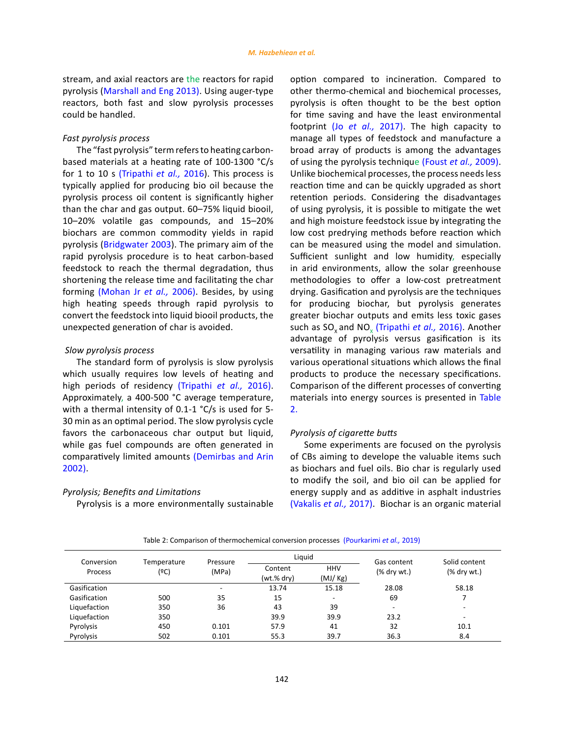stream, and axial reactors are the reactors for rapid pyrolysis (Marshall and Eng 2013). Using auger-type reactors, both fast and slow pyrolysis processes could be handled.

*Fast pyrolysis process*

The "fast pyrolysis" term refers to heating carbon-based materials at a heating rate of 100-1300 °C/s for 1 to 10 s (Tripathi *et al.,* 2016). This process is typically applied for producing bio oil because the pyrolysis process oil content is significantly higher than the char and gas output. 60–75% liquid biooil, 10–20% volatile gas compounds, and 15–20% biochars are common commodity yields in rapid pyrolysis (Bridgwater 2003). The primary aim of the rapid pyrolysis procedure is to heat carbon-based feedstock to reach the thermal degradation, thus shortening the release time and facilitating the char forming (Mohan Jr *et al.,* 2006). Besides, by using high heating speeds through rapid pyrolysis to convert the feedstock into liquid biooil products, the unexpected generation of char is avoided.

*Slow pyrolysis process*

The standard form of pyrolysis is slow pyrolysis which usually requires low levels of heating and high periods of residency (Tripathi *et al.,* 2016). Approximately, a 400-500 °C average temperature, with a thermal intensity of 0.1-1 °C/s is used for 5-30 min as an optimal period. The slow pyrolysis cycle favors the carbonaceous char output but liquid, while gas fuel compounds are often generated in comparatively limited amounts (Demirbas and Arin 2002).

*Pyrolysis; Benefits and Limitations*

Pyrolysis is a more environmentally sustainable option compared to incineration. Compared to other thermo-chemical and biochemical processes, pyrolysis is often thought to be the best option for time saving and have the least environmental footprint (Jo *et al.,* 2017). The high capacity to manage all types of feedstock and manufacture a broad array of products is among the advantages of using the pyrolysis technique (Foust *et al.,* 2009). Unlike biochemical processes, the process needs less reaction time and can be quickly upgraded as short retention periods. Considering the disadvantages of using pyrolysis, it is possible to mitigate the wet and high moisture feedstock issue by integrating the low cost predrying methods before reaction which can be measured using the model and simulation. Sufficient sunlight and low humidity, especially in arid environments, allow the solar greenhouse methodologies to offer a low-cost pretreatment drying. Gasification and pyrolysis are the techniques for producing biochar, but pyrolysis generates greater biochar outputs and emits less toxic gases such as $SO_x$ and $NO_x$ (Tripathi *et al.,* 2016). Another advantage of pyrolysis versus gasification is its versatility in managing various raw materials and various operational situations which allows the final products to produce the necessary specifications. Comparison of the different processes of converting materials into energy sources is presented in Table 2.

*Pyrolysis of cigarette butts*

Some experiments are focused on the pyrolysis of CBs aiming to develope the valuable items such as biochars and fuel oils. Bio char is regularly used to modify the soil, and bio oil can be applied for energy supply and as additive in asphalt industries (Vakalis *et al.,* 2017). Biochar is an organic material

Table 2: Comparison of thermochemical conversion processes (Pourkarimi *et al.,* 2019)

| Conversion Process | Temperature (ºC) | Pressure (MPa) | Liquid | | Gas content (% dry wt.) | Solid content (% dry wt.) |
|---|---|---|---|---|---|---|
| | | | Content (wt.% dry) | HHV (MJ/ Kg) | | |
| Gasification | | - | 13.74 | 15.18 | 28.08 | 58.18 |
| Gasification | 500 | 35 | 15 | - | 69 | 7 |
| Liquefaction | 350 | 36 | 43 | 39 | - | - |
| Liquefaction | 350 | | 39.9 | 39.9 | 23.2 | - |
| Pyrolysis | 450 | 0.101 | 57.9 | 41 | 32 | 10.1 |
| Pyrolysis | 502 | 0.101 | 55.3 | 39.7 | 36.3 | 8.4 |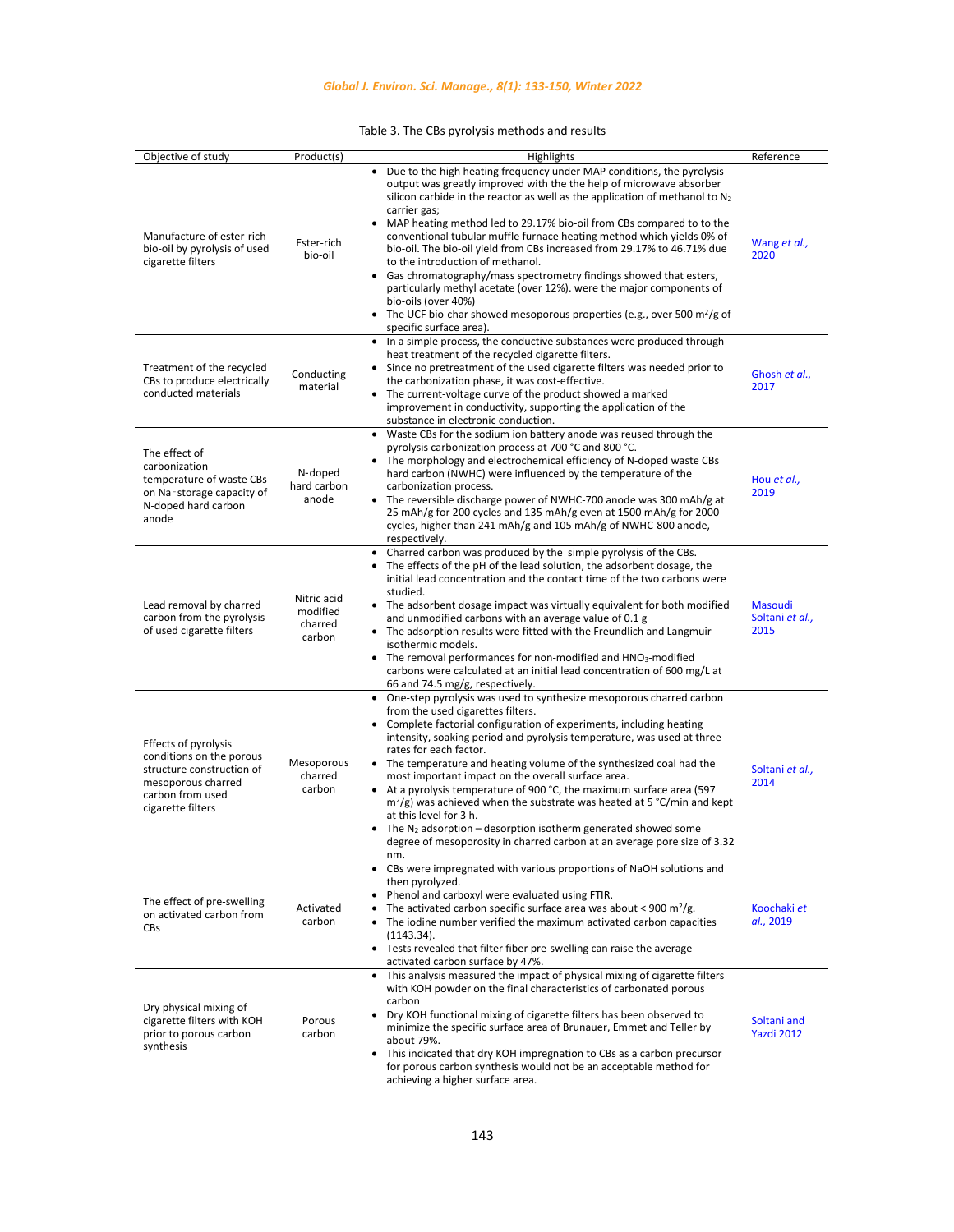Table 3. The CBs pyrolysis methods and results

| Objective of study | Product(s) | Highlights | Reference |
|---|---|---|---|
| Manufacture of ester-rich bio-oil by pyrolysis of used cigarette filters | Ester-rich bio-oil | • Due to the high heating frequency under MAP conditions, the pyrolysis output was greatly improved with the the help of microwave absorber silicon carbide in the reactor as well as the application of methanol to $N_2$ carrier gas; • MAP heating method led to 29.17% bio-oil from CBs compared to to the conventional tubular muffle furnace heating method which yields 0% of bio-oil. The bio-oil yield from CBs increased from 29.17% to 46.71% due to the introduction of methanol. • Gas chromatography/mass spectrometry findings showed that esters, particularly methyl acetate (over 12%). were the major components of bio-oils (over 40%) • The UCF bio-char showed mesoporous properties (e.g., over 500 $m^2/g$ of specific surface area). | Wang *et al.*, 2020 |
| Treatment of the recycled CBs to produce electrically conducted materials | Conducting material | • In a simple process, the conductive substances were produced through heat treatment of the recycled cigarette filters. • Since no pretreatment of the used cigarette filters was needed prior to the carbonization phase, it was cost-effective. • The current-voltage curve of the product showed a marked improvement in conductivity, supporting the application of the substance in electronic conduction. | Ghosh *et al.*, 2017 |
| The effect of carbonization temperature of waste CBs on $Na^-$storage capacity of N-doped hard carbon anode | N-doped hard carbon anode | • Waste CBs for the sodium ion battery anode was reused through the pyrolysis carbonization process at 700 °C and 800 °C. • The morphology and electrochemical efficiency of N-doped waste CBs hard carbon (NWHC) were influenced by the temperature of the carbonization process. • The reversible discharge power of NWHC-700 anode was 300 mAh/g at 25 mAh/g for 200 cycles and 135 mAh/g even at 1500 mAh/g for 2000 cycles, higher than 241 mAh/g and 105 mAh/g of NWHC-800 anode, respectively. | Hou *et al.*, 2019 |
| Lead removal by charred carbon from the pyrolysis of used cigarette filters | Nitric acid modified charred carbon | • Charred carbon was produced by the simple pyrolysis of the CBs. • The effects of the pH of the lead solution, the adsorbent dosage, the initial lead concentration and the contact time of the two carbons were studied. • The adsorbent dosage impact was virtually equivalent for both modified and unmodified carbons with an average value of 0.1 g • The adsorption results were fitted with the Freundlich and Langmuir isothermic models. • The removal performances for non-modified and $HNO_3$-modified carbons were calculated at an initial lead concentration of 600 mg/L at 66 and 74.5 mg/g, respectively. | Masoudi Soltani *et al.*, 2015 |
| Effects of pyrolysis conditions on the porous structure construction of mesoporous charred carbon from used cigarette filters | Mesoporous charred carbon | • One-step pyrolysis was used to synthesize mesoporous charred carbon from the used cigarettes filters. • Complete factorial configuration of experiments, including heating intensity, soaking period and pyrolysis temperature, was used at three rates for each factor. • The temperature and heating volume of the synthesized coal had the most important impact on the overall surface area. • At a pyrolysis temperature of 900 °C, the maximum surface area (597 $m^2/g$) was achieved when the substrate was heated at 5 °C/min and kept at this level for 3 h. • The $N_2$ adsorption – desorption isotherm generated showed some degree of mesoporosity in charred carbon at an average pore size of 3.32 nm. | Soltani *et al.*, 2014 |
| The effect of pre-swelling on activated carbon from CBs | Activated carbon | • CBs were impregnated with various proportions of NaOH solutions and then pyrolyzed. • Phenol and carboxyl were evaluated using FTIR. • The activated carbon specific surface area was about < 900 $m^2/g$. • The iodine number verified the maximum activated carbon capacities (1143.34). • Tests revealed that filter fiber pre-swelling can raise the average activated carbon surface by 47%. | Koochaki *et al.*, 2019 |
| Dry physical mixing of cigarette filters with KOH prior to porous carbon synthesis | Porous carbon | • This analysis measured the impact of physical mixing of cigarette filters with KOH powder on the final characteristics of carbonated porous carbon • Dry KOH functional mixing of cigarette filters has been observed to minimize the specific surface area of Brunauer, Emmet and Teller by about 79%. • This indicated that dry KOH impregnation to CBs as a carbon precursor for porous carbon synthesis would not be an acceptable method for achieving a higher surface area. | Soltani and Yazdi 2012 |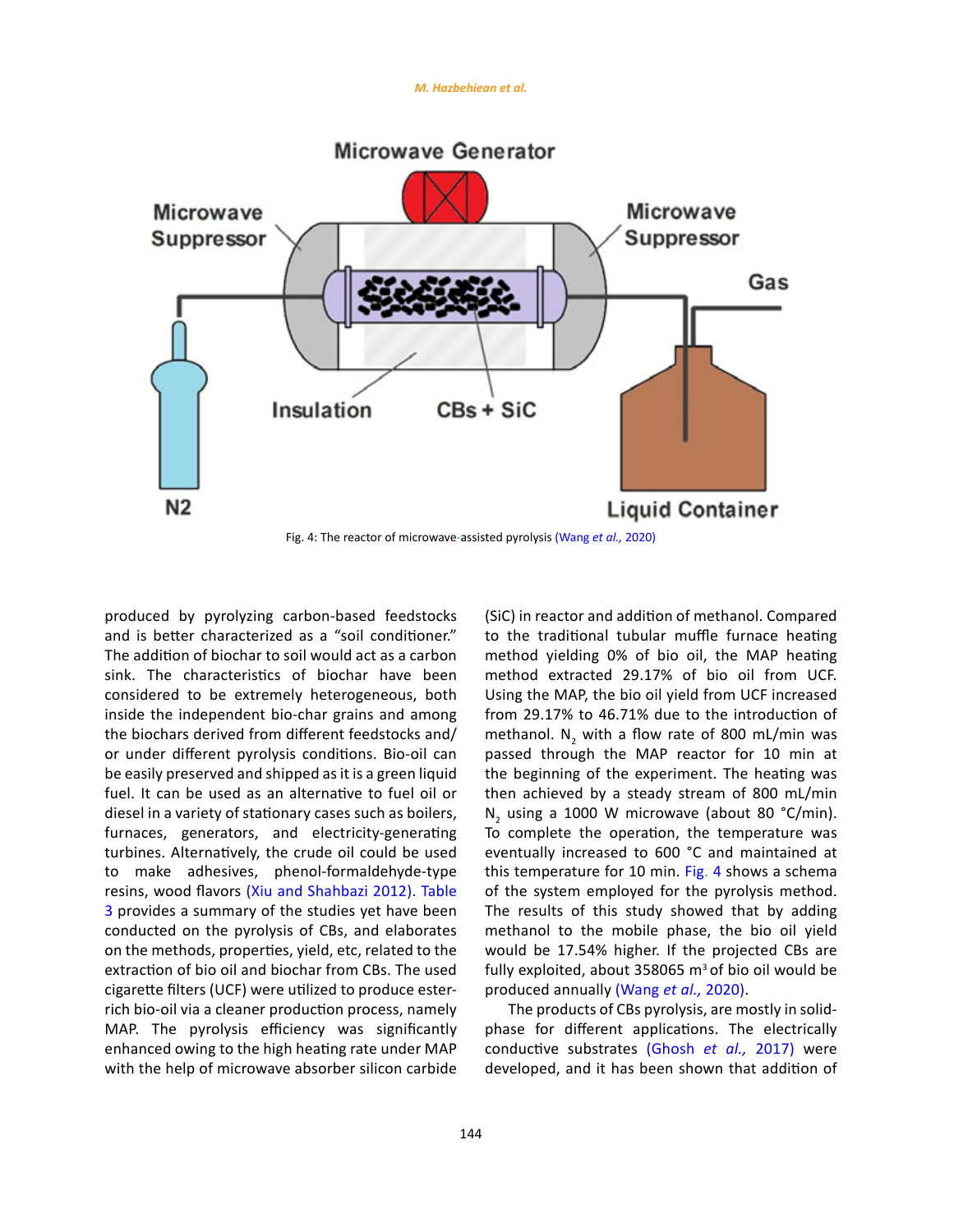Fig. 4: The reactor of microwave-assisted pyrolysis (Wang *et al.,* 2020)

produced by pyrolyzing carbon-based feedstocks and is better characterized as a "soil conditioner." The addition of biochar to soil would act as a carbon sink. The characteristics of biochar have been considered to be extremely heterogeneous, both inside the independent bio-char grains and among the biochars derived from different feedstocks and/or under different pyrolysis conditions. Bio-oil can be easily preserved and shipped as it is a green liquid fuel. It can be used as an alternative to fuel oil or diesel in a variety of stationary cases such as boilers, furnaces, generators, and electricity-generating turbines. Alternatively, the crude oil could be used to make adhesives, phenol-formaldehyde-type resins, wood flavors (Xiu and Shahbazi 2012). Table 3 provides a summary of the studies yet have been conducted on the pyrolysis of CBs, and elaborates on the methods, properties, yield, etc, related to the extraction of bio oil and biochar from CBs. The used cigarette filters (UCF) were utilized to produce ester-rich bio-oil via a cleaner production process, namely MAP. The pyrolysis efficiency was significantly enhanced owing to the high heating rate under MAP with the help of microwave absorber silicon carbide (SiC) in reactor and addition of methanol. Compared to the traditional tubular muffle furnace heating method yielding 0% of bio oil, the MAP heating method extracted 29.17% of bio oil from UCF. Using the MAP, the bio oil yield from UCF increased from 29.17% to 46.71% due to the introduction of methanol. $N_2$ with a flow rate of 800 mL/min was passed through the MAP reactor for 10 min at the beginning of the experiment. The heating was then achieved by a steady stream of 800 mL/min $N_2$ using a 1000 W microwave (about 80 °C/min). To complete the operation, the temperature was eventually increased to 600 °C and maintained at this temperature for 10 min. Fig. 4 shows a schema of the system employed for the pyrolysis method. The results of this study showed that by adding methanol to the mobile phase, the bio oil yield would be 17.54% higher. If the projected CBs are fully exploited, about 358065 m$^3$ of bio oil would be produced annually (Wang *et al.,* 2020).

The products of CBs pyrolysis, are mostly in solid-phase for different applications. The electrically conductive substrates (Ghosh *et al.,* 2017) were developed, and it has been shown that addition of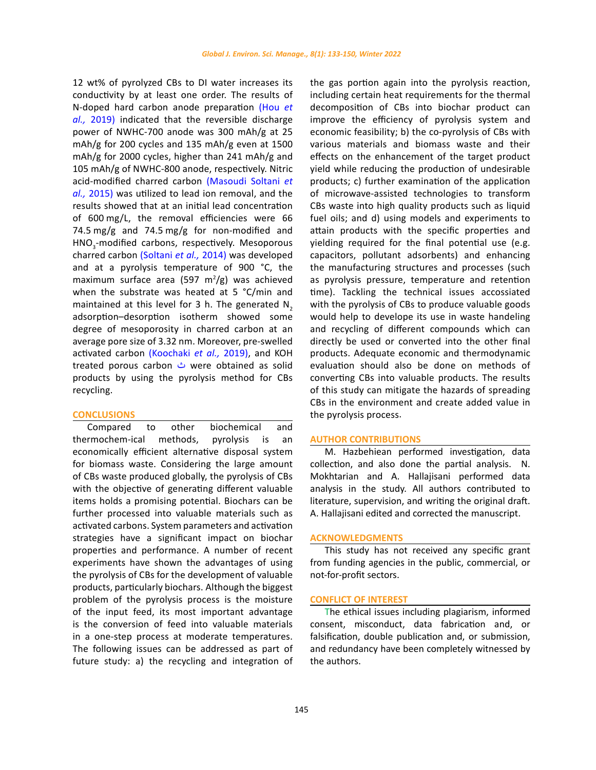12 wt% of pyrolyzed CBs to DI water increases its conductivity by at least one order. The results of N-doped hard carbon anode preparation (Hou *et al.,* 2019) indicated that the reversible discharge power of NWHC-700 anode was 300 mAh/g at 25 mAh/g for 200 cycles and 135 mAh/g even at 1500 mAh/g for 2000 cycles, higher than 241 mAh/g and 105 mAh/g of NWHC-800 anode, respectively. Nitric acid-modified charred carbon (Masoudi Soltani *et al.,* 2015) was utilized to lead ion removal, and the results showed that at an initial lead concentration of 600 mg/L, the removal efficiencies were 66 74.5 mg/g and 74.5 mg/g for non-modified and $HNO_3$-modified carbons, respectively. Mesoporous charred carbon (Soltani *et al.,* 2014) was developed and at a pyrolysis temperature of 900 °C, the maximum surface area (597 $m^2$/g) was achieved when the substrate was heated at 5 °C/min and maintained at this level for 3 h. The generated $N_2$ adsorption–desorption isotherm showed some degree of mesoporosity in charred carbon at an average pore size of 3.32 nm. Moreover, pre-swelled activated carbon (Koochaki *et al.,* 2019), and KOH treated porous carbon ث were obtained as solid products by using the pyrolysis method for CBs recycling.

## CONCLUSIONS

Compared to other biochemical and thermochem-ical methods, pyrolysis is an economically efficient alternative disposal system for biomass waste. Considering the large amount of CBs waste produced globally, the pyrolysis of CBs with the objective of generating different valuable items holds a promising potential. Biochars can be further processed into valuable materials such as activated carbons. System parameters and activation strategies have a significant impact on biochar properties and performance. A number of recent experiments have shown the advantages of using the pyrolysis of CBs for the development of valuable products, particularly biochars. Although the biggest problem of the pyrolysis process is the moisture of the input feed, its most important advantage is the conversion of feed into valuable materials in a one-step process at moderate temperatures. The following issues can be addressed as part of future study: a) the recycling and integration of the gas portion again into the pyrolysis reaction, including certain heat requirements for the thermal decomposition of CBs into biochar product can improve the efficiency of pyrolysis system and economic feasibility; b) the co-pyrolysis of CBs with various materials and biomass waste and their effects on the enhancement of the target product yield while reducing the production of undesirable products; c) further examination of the application of microwave-assisted technologies to transform CBs waste into high quality products such as liquid fuel oils; and d) using models and experiments to attain products with the specific properties and yielding required for the final potential use (e.g. capacitors, pollutant adsorbents) and enhancing the manufacturing structures and processes (such as pyrolysis pressure, temperature and retention time). Tackling the technical issues accossiated with the pyrolysis of CBs to produce valuable goods would help to develope its use in waste handeling and recycling of different compounds which can directly be used or converted into the other final products. Adequate economic and thermodynamic evaluation should also be done on methods of converting CBs into valuable products. The results of this study can mitigate the hazards of spreading CBs in the environment and create added value in the pyrolysis process.

## AUTHOR CONTRIBUTIONS

M. Hazbehiean performed investigation, data collection, and also done the partial analysis. N. Mokhtarian and A. Hallajisani performed data analysis in the study. All authors contributed to literature, supervision, and writing the original draft. A. Hallajisani edited and corrected the manuscript.

## ACKNOWLEDGMENTS

This study has not received any specific grant from funding agencies in the public, commercial, or not-for-profit sectors.

## CONFLICT OF INTEREST

The ethical issues including plagiarism, informed consent, misconduct, data fabrication and, or falsification, double publication and, or submission, and redundancy have been completely witnessed by the authors.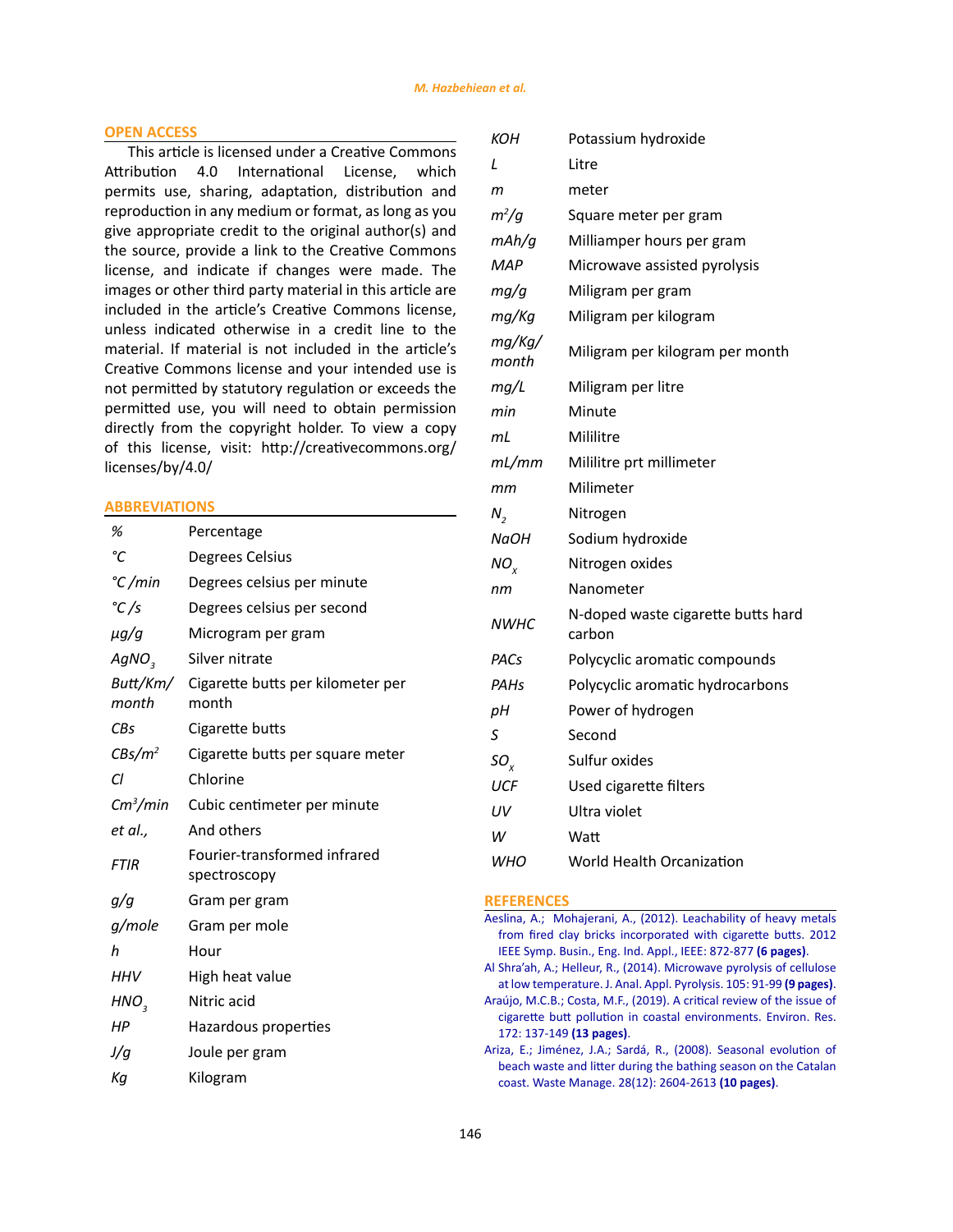## OPEN ACCESS

This article is licensed under a Creative Commons Attribution 4.0 International License, which permits use, sharing, adaptation, distribution and reproduction in any medium or format, as long as you give appropriate credit to the original author(s) and the source, provide a link to the Creative Commons license, and indicate if changes were made. The images or other third party material in this article are included in the article's Creative Commons license, unless indicated otherwise in a credit line to the material. If material is not included in the article's Creative Commons license and your intended use is not permitted by statutory regulation or exceeds the permitted use, you will need to obtain permission directly from the copyright holder. To view a copy of this license, visit: http://creativecommons.org/licenses/by/4.0/

## ABBREVIATIONS

| | |
|---|---|
| *%* | Percentage |
| *°C* | Degrees Celsius |
| *°C /min* | Degrees celsius per minute |
| *°C /s* | Degrees celsius per second |
| *µg/g* | Microgram per gram |
| *$AgNO_3$* | Silver nitrate |
| *Butt/Km/ month* | Cigarette butts per kilometer per month |
| *CBs* | Cigarette butts |
| *$CBs/m^2$* | Cigarette butts per square meter |
| *Cl* | Chlorine |
| *$Cm^3/min$* | Cubic centimeter per minute |
| *et al.,* | And others |
| *FTIR* | Fourier-transformed infrared spectroscopy |
| *g/g* | Gram per gram |
| *g/mole* | Gram per mole |
| *h* | Hour |
| *HHV* | High heat value |
| *$HNO_3$* | Nitric acid |
| *HP* | Hazardous properties |
| *J/g* | Joule per gram |
| *Kg* | Kilogram |
| *KOH* | Potassium hydroxide |
| *L* | Litre |
| *m* | meter |
| *$m^2/g$* | Square meter per gram |
| *mAh/g* | Milliamper hours per gram |
| *MAP* | Microwave assisted pyrolysis |
| *mg/g* | Miligram per gram |
| *mg/Kg* | Miligram per kilogram |
| *mg/Kg/ month* | Miligram per kilogram per month |
| *mg/L* | Miligram per litre |
| *min* | Minute |
| *mL* | Mililitre |
| *mL/mm* | Mililitre prt millimeter |
| *mm* | Milimeter |
| *$N_2$* | Nitrogen |
| *NaOH* | Sodium hydroxide |
| *$NO_x$* | Nitrogen oxides |
| *nm* | Nanometer |
| *NWHC* | N-doped waste cigarette butts hard carbon |
| *PACs* | Polycyclic aromatic compounds |
| *PAHs* | Polycyclic aromatic hydrocarbons |
| *pH* | Power of hydrogen |
| *S* | Second |
| *$SO_x$* | Sulfur oxides |
| *UCF* | Used cigarette filters |
| *UV* | Ultra violet |
| *W* | Watt |
| *WHO* | World Health Orcanization |

## REFERENCES

Aeslina, A.; Mohajerani, A., (2012). Leachability of heavy metals from fired clay bricks incorporated with cigarette butts. 2012 IEEE Symp. Busin., Eng. Ind. Appl., IEEE: 872-877 **(6 pages)**.

Al Shra'ah, A.; Helleur, R., (2014). Microwave pyrolysis of cellulose at low temperature. J. Anal. Appl. Pyrolysis. 105: 91-99 **(9 pages)**.

Araújo, M.C.B.; Costa, M.F., (2019). A critical review of the issue of cigarette butt pollution in coastal environments. Environ. Res. 172: 137-149 **(13 pages)**.

Ariza, E.; Jiménez, J.A.; Sardá, R., (2008). Seasonal evolution of beach waste and litter during the bathing season on the Catalan coast. Waste Manage. 28(12): 2604-2613 **(10 pages)**.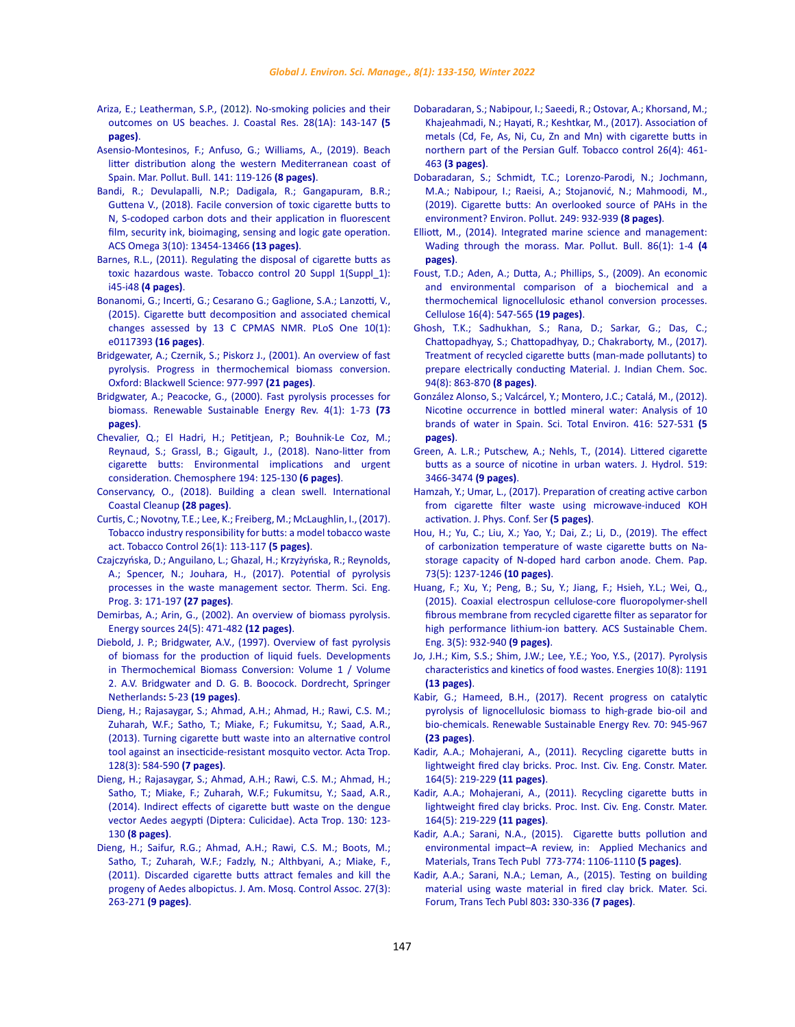Ariza, E.; Leatherman, S.P., (2012). No-smoking policies and their outcomes on US beaches. J. Coastal Res. 28(1A): 143-147 **(5 pages)**.

Asensio-Montesinos, F.; Anfuso, G.; Williams, A., (2019). Beach litter distribution along the western Mediterranean coast of Spain. Mar. Pollut. Bull. 141: 119-126 **(8 pages)**.

Bandi, R.; Devulapalli, N.P.; Dadigala, R.; Gangapuram, B.R.; Guttena V., (2018). Facile conversion of toxic cigarette butts to N, S-codoped carbon dots and their application in fluorescent film, security ink, bioimaging, sensing and logic gate operation. ACS Omega 3(10): 13454-13466 **(13 pages)**.

Barnes, R.L., (2011). Regulating the disposal of cigarette butts as toxic hazardous waste. Tobacco control 20 Suppl 1(Suppl_1): i45-i48 **(4 pages)**.

Bonanomi, G.; Incerti, G.; Cesarano G.; Gaglione, S.A.; Lanzotti, V., (2015). Cigarette butt decomposition and associated chemical changes assessed by 13 C CPMAS NMR. PLoS One 10(1): e0117393 **(16 pages)**.

Bridgewater, A.; Czernik, S.; Piskorz J., (2001). An overview of fast pyrolysis. Progress in thermochemical biomass conversion. Oxford: Blackwell Science: 977-997 **(21 pages)**.

Bridgewater, A.; Peacocke, G., (2000). Fast pyrolysis processes for biomass. Renewable Sustainable Energy Rev. 4(1): 1-73 **(73 pages)**.

Chevalier, Q.; El Hadri, H.; Petitjean, P.; Bouhnik-Le Coz, M.; Reynaud, S.; Grassl, B.; Gigault, J., (2018). Nano-litter from cigarette butts: Environmental implications and urgent consideration. Chemosphere 194: 125-130 **(6 pages)**.

Conservancy, O., (2018). Building a clean swell. International Coastal Cleanup **(28 pages)**.

Curtis, C.; Novotny, T.E.; Lee, K.; Freiberg, M.; McLaughlin, I., (2017). Tobacco industry responsibility for butts: a model tobacco waste act. Tobacco Control 26(1): 113-117 **(5 pages)**.

Czajczyńska, D.; Anguilano, L.; Ghazal, H.; Krzyżyńska, R.; Reynolds, A.; Spencer, N.; Jouhara, H., (2017). Potential of pyrolysis processes in the waste management sector. Therm. Sci. Eng. Prog. 3: 171-197 **(27 pages)**.

Demirbas, A.; Arin, G., (2002). An overview of biomass pyrolysis. Energy sources 24(5): 471-482 **(12 pages)**.

Diebold, J. P.; Bridgwater, A.V., (1997). Overview of fast pyrolysis of biomass for the production of liquid fuels. Developments in Thermochemical Biomass Conversion: Volume 1 / Volume 2. A.V. Bridgwater and D. G. B. Boocock. Dordrecht, Springer Netherlands**:** 5-23 **(19 pages)**.

Dieng, H.; Rajasaygar, S.; Ahmad, A.H.; Ahmad, H.; Rawi, C.S. M.; Zuharah, W.F.; Satho, T.; Miake, F.; Fukumitsu, Y.; Saad, A.R., (2013). Turning cigarette butt waste into an alternative control tool against an insecticide-resistant mosquito vector. Acta Trop. 128(3): 584-590 **(7 pages)**.

Dieng, H.; Rajasaygar, S.; Ahmad, A.H.; Rawi, C.S. M.; Ahmad, H.; Satho, T.; Miake, F.; Zuharah, W.F.; Fukumitsu, Y.; Saad, A.R., (2014). Indirect effects of cigarette butt waste on the dengue vector Aedes aegypti (Diptera: Culicidae). Acta Trop. 130: 123-130 **(8 pages)**.

Dieng, H.; Saifur, R.G.; Ahmad, A.H.; Rawi, C.S. M.; Boots, M.; Satho, T.; Zuharah, W.F.; Fadzly, N.; Althbyani, A.; Miake, F., (2011). Discarded cigarette butts attract females and kill the progeny of Aedes albopictus. J. Am. Mosq. Control Assoc. 27(3): 263-271 **(9 pages)**.

Dobaradaran, S.; Nabipour, I.; Saeedi, R.; Ostovar, A.; Khorsand, M.; Khajeahmadi, N.; Hayati, R.; Keshtkar, M., (2017). Association of metals (Cd, Fe, As, Ni, Cu, Zn and Mn) with cigarette butts in northern part of the Persian Gulf. Tobacco control 26(4): 461-463 **(3 pages)**.

Dobaradaran, S.; Schmidt, T.C.; Lorenzo-Parodi, N.; Jochmann, M.A.; Nabipour, I.; Raeisi, A.; Stojanović, N.; Mahmoodi, M., (2019). Cigarette butts: An overlooked source of PAHs in the environment? Environ. Pollut. 249: 932-939 **(8 pages)**.

Elliott, M., (2014). Integrated marine science and management: Wading through the morass. Mar. Pollut. Bull. 86(1): 1-4 **(4 pages)**.

Foust, T.D.; Aden, A.; Dutta, A.; Phillips, S., (2009). An economic and environmental comparison of a biochemical and a thermochemical lignocellulosic ethanol conversion processes. Cellulose 16(4): 547-565 **(19 pages)**.

Ghosh, T.K.; Sadhukhan, S.; Rana, D.; Sarkar, G.; Das, C.; Chattopadhyay, S.; Chattopadhyay, D.; Chakraborty, M., (2017). Treatment of recycled cigarette butts (man-made pollutants) to prepare electrically conducting Material. J. Indian Chem. Soc. 94(8): 863-870 **(8 pages)**.

González Alonso, S.; Valcárcel, Y.; Montero, J.C.; Catalá, M., (2012). Nicotine occurrence in bottled mineral water: Analysis of 10 brands of water in Spain. Sci. Total Environ. 416: 527-531 **(5 pages)**.

Green, A. L.R.; Putschew, A.; Nehls, T., (2014). Littered cigarette butts as a source of nicotine in urban waters. J. Hydrol. 519: 3466-3474 **(9 pages)**.

Hamzah, Y.; Umar, L., (2017). Preparation of creating active carbon from cigarette filter waste using microwave-induced KOH activation. J. Phys. Conf. Ser **(5 pages)**.

Hou, H.; Yu, C.; Liu, X.; Yao, Y.; Dai, Z.; Li, D., (2019). The effect of carbonization temperature of waste cigarette butts on Na-storage capacity of N-doped hard carbon anode. Chem. Pap. 73(5): 1237-1246 **(10 pages)**.

Huang, F.; Xu, Y.; Peng, B.; Su, Y.; Jiang, F.; Hsieh, Y.L.; Wei, Q., (2015). Coaxial electrospun cellulose-core fluoropolymer-shell fibrous membrane from recycled cigarette filter as separator for high performance lithium-ion battery. ACS Sustainable Chem. Eng. 3(5): 932-940 **(9 pages)**.

Jo, J.H.; Kim, S.S.; Shim, J.W.; Lee, Y.E.; Yoo, Y.S., (2017). Pyrolysis characteristics and kinetics of food wastes. Energies 10(8): 1191 **(13 pages)**.

Kabir, G.; Hameed, B.H., (2017). Recent progress on catalytic pyrolysis of lignocellulosic biomass to high-grade bio-oil and bio-chemicals. Renewable Sustainable Energy Rev. 70: 945-967 **(23 pages)**.

Kadir, A.A.; Mohajerani, A., (2011). Recycling cigarette butts in lightweight fired clay bricks. Proc. Inst. Civ. Eng. Constr. Mater. 164(5): 219-229 **(11 pages)**.

Kadir, A.A.; Mohajerani, A., (2011). Recycling cigarette butts in lightweight fired clay bricks. Proc. Inst. Civ. Eng. Constr. Mater. 164(5): 219-229 **(11 pages)**.

Kadir, A.A.; Sarani, N.A., (2015). Cigarette butts pollution and environmental impact–A review, in: Applied Mechanics and Materials, Trans Tech Publ 773-774: 1106-1110 **(5 pages)**.

Kadir, A.A.; Sarani, N.A.; Leman, A., (2015). Testing on building material using waste material in fired clay brick. Mater. Sci. Forum, Trans Tech Publ 803**:** 330-336 **(7 pages)**.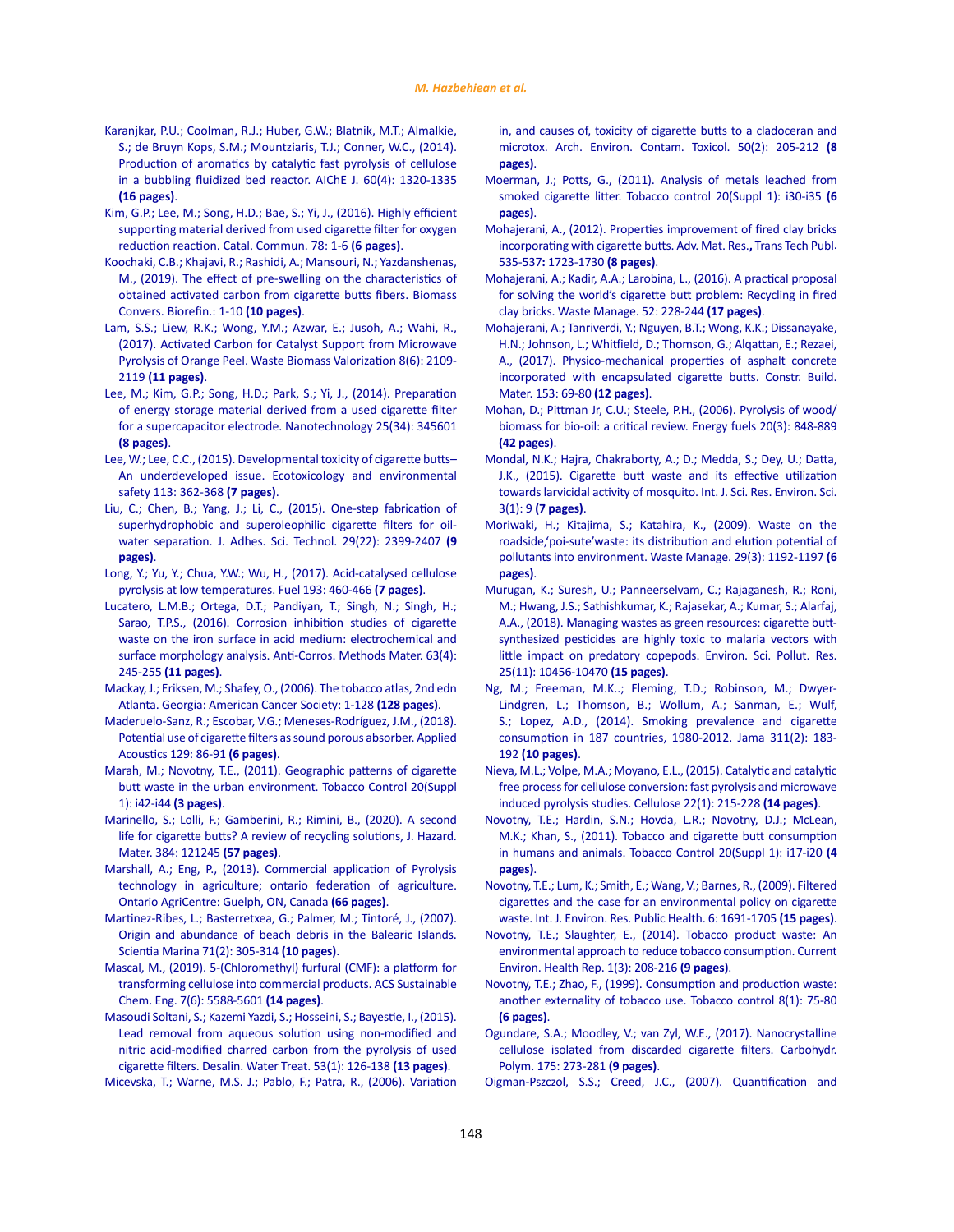Karanjkar, P.U.; Coolman, R.J.; Huber, G.W.; Blatnik, M.T.; Almalkie, S.; de Bruyn Kops, S.M.; Mountziaris, T.J.; Conner, W.C., (2014). Production of aromatics by catalytic fast pyrolysis of cellulose in a bubbling fluidized bed reactor. AIChE J. 60(4): 1320-1335 **(16 pages)**.

Kim, G.P.; Lee, M.; Song, H.D.; Bae, S.; Yi, J., (2016). Highly efficient supporting material derived from used cigarette filter for oxygen reduction reaction. Catal. Commun. 78: 1-6 **(6 pages)**.

Koochaki, C.B.; Khajavi, R.; Rashidi, A.; Mansouri, N.; Yazdanshenas, M., (2019). The effect of pre-swelling on the characteristics of obtained activated carbon from cigarette butts fibers. Biomass Convers. Biorefin.: 1-10 **(10 pages)**.

Lam, S.S.; Liew, R.K.; Wong, Y.M.; Azwar, E.; Jusoh, A.; Wahi, R., (2017). Activated Carbon for Catalyst Support from Microwave Pyrolysis of Orange Peel. Waste Biomass Valorization 8(6): 2109-2119 **(11 pages)**.

Lee, M.; Kim, G.P.; Song, H.D.; Park, S.; Yi, J., (2014). Preparation of energy storage material derived from a used cigarette filter for a supercapacitor electrode. Nanotechnology 25(34): 345601 **(8 pages)**.

Lee, W.; Lee, C.C., (2015). Developmental toxicity of cigarette butts–An underdeveloped issue. Ecotoxicology and environmental safety 113: 362-368 **(7 pages)**.

Liu, C.; Chen, B.; Yang, J.; Li, C., (2015). One-step fabrication of superhydrophobic and superoleophilic cigarette filters for oil-water separation. J. Adhes. Sci. Technol. 29(22): 2399-2407 **(9 pages)**.

Long, Y.; Yu, Y.; Chua, Y.W.; Wu, H., (2017). Acid-catalysed cellulose pyrolysis at low temperatures. Fuel 193: 460-466 **(7 pages)**.

Lucatero, L.M.B.; Ortega, D.T.; Pandiyan, T.; Singh, N.; Singh, H.; Sarao, T.P.S., (2016). Corrosion inhibition studies of cigarette waste on the iron surface in acid medium: electrochemical and surface morphology analysis. Anti-Corros. Methods Mater. 63(4): 245-255 **(11 pages)**.

Mackay, J.; Eriksen, M.; Shafey, O., (2006). The tobacco atlas, 2nd edn Atlanta. Georgia: American Cancer Society: 1-128 **(128 pages)**.

Maderuelo-Sanz, R.; Escobar, V.G.; Meneses-Rodríguez, J.M., (2018). Potential use of cigarette filters as sound porous absorber. Applied Acoustics 129: 86-91 **(6 pages)**.

Marah, M.; Novotny, T.E., (2011). Geographic patterns of cigarette butt waste in the urban environment. Tobacco Control 20(Suppl 1): i42-i44 **(3 pages)**.

Marinello, S.; Lolli, F.; Gamberini, R.; Rimini, B., (2020). A second life for cigarette butts? A review of recycling solutions, J. Hazard. Mater. 384: 121245 **(57 pages)**.

Marshall, A.; Eng, P., (2013). Commercial application of Pyrolysis technology in agriculture; ontario federation of agriculture. Ontario AgriCentre: Guelph, ON, Canada **(66 pages)**.

Martinez-Ribes, L.; Basterretxea, G.; Palmer, M.; Tintoré, J., (2007). Origin and abundance of beach debris in the Balearic Islands. Scientia Marina 71(2): 305-314 **(10 pages)**.

Mascal, M., (2019). 5-(Chloromethyl) furfural (CMF): a platform for transforming cellulose into commercial products. ACS Sustainable Chem. Eng. 7(6): 5588-5601 **(14 pages)**.

Masoudi Soltani, S.; Kazemi Yazdi, S.; Hosseini, S.; Bayestie, I., (2015). Lead removal from aqueous solution using non-modified and nitric acid-modified charred carbon from the pyrolysis of used cigarette filters. Desalin. Water Treat. 53(1): 126-138 **(13 pages)**.

Micevska, T.; Warne, M.S. J.; Pablo, F.; Patra, R., (2006). Variation in, and causes of, toxicity of cigarette butts to a cladoceran and microtox. Arch. Environ. Contam. Toxicol. 50(2): 205-212 **(8 pages)**.

Moerman, J.; Potts, G., (2011). Analysis of metals leached from smoked cigarette litter. Tobacco control 20(Suppl 1): i30-i35 **(6 pages)**.

Mohajerani, A., (2012). Properties improvement of fired clay bricks incorporating with cigarette butts. Adv. Mat. Res.**,** Trans Tech Publ. 535-537**:** 1723-1730 **(8 pages)**.

Mohajerani, A.; Kadir, A.A.; Larobina, L., (2016). A practical proposal for solving the world's cigarette butt problem: Recycling in fired clay bricks. Waste Manage. 52: 228-244 **(17 pages)**.

Mohajerani, A.; Tanriverdi, Y.; Nguyen, B.T.; Wong, K.K.; Dissanayake, H.N.; Johnson, L.; Whitfield, D.; Thomson, G.; Alqattan, E.; Rezaei, A., (2017). Physico-mechanical properties of asphalt concrete incorporated with encapsulated cigarette butts. Constr. Build. Mater. 153: 69-80 **(12 pages)**.

Mohan, D.; Pittman Jr, C.U.; Steele, P.H., (2006). Pyrolysis of wood/biomass for bio-oil: a critical review. Energy fuels 20(3): 848-889 **(42 pages)**.

Mondal, N.K.; Hajra, Chakraborty, A.; D.; Medda, S.; Dey, U.; Datta, J.K., (2015). Cigarette butt waste and its effective utilization towards larvicidal activity of mosquito. Int. J. Sci. Res. Environ. Sci. 3(1): 9 **(7 pages)**.

Moriwaki, H.; Kitajima, S.; Katahira, K., (2009). Waste on the roadside,'poi-sute'waste: its distribution and elution potential of pollutants into environment. Waste Manage. 29(3): 1192-1197 **(6 pages)**.

Murugan, K.; Suresh, U.; Panneerselvam, C.; Rajaganesh, R.; Roni, M.; Hwang, J.S.; Sathishkumar, K.; Rajasekar, A.; Kumar, S.; Alarfaj, A.A., (2018). Managing wastes as green resources: cigarette butt-synthesized pesticides are highly toxic to malaria vectors with little impact on predatory copepods. Environ. Sci. Pollut. Res. 25(11): 10456-10470 **(15 pages)**.

Ng, M.; Freeman, M.K..; Fleming, T.D.; Robinson, M.; Dwyer-Lindgren, L.; Thomson, B.; Wollum, A.; Sanman, E.; Wulf, S.; Lopez, A.D., (2014). Smoking prevalence and cigarette consumption in 187 countries, 1980-2012. Jama 311(2): 183-192 **(10 pages)**.

Nieva, M.L.; Volpe, M.A.; Moyano, E.L., (2015). Catalytic and catalytic free process for cellulose conversion: fast pyrolysis and microwave induced pyrolysis studies. Cellulose 22(1): 215-228 **(14 pages)**.

Novotny, T.E.; Hardin, S.N.; Hovda, L.R.; Novotny, D.J.; McLean, M.K.; Khan, S., (2011). Tobacco and cigarette butt consumption in humans and animals. Tobacco Control 20(Suppl 1): i17-i20 **(4 pages)**.

Novotny, T.E.; Lum, K.; Smith, E.; Wang, V.; Barnes, R., (2009). Filtered cigarettes and the case for an environmental policy on cigarette waste. Int. J. Environ. Res. Public Health. 6: 1691-1705 **(15 pages)**.

Novotny, T.E.; Slaughter, E., (2014). Tobacco product waste: An environmental approach to reduce tobacco consumption. Current Environ. Health Rep. 1(3): 208-216 **(9 pages)**.

Novotny, T.E.; Zhao, F., (1999). Consumption and production waste: another externality of tobacco use. Tobacco control 8(1): 75-80 **(6 pages)**.

Ogundare, S.A.; Moodley, V.; van Zyl, W.E., (2017). Nanocrystalline cellulose isolated from discarded cigarette filters. Carbohydr. Polym. 175: 273-281 **(9 pages)**.

Oigman-Pszczol, S.S.; Creed, J.C., (2007). Quantification and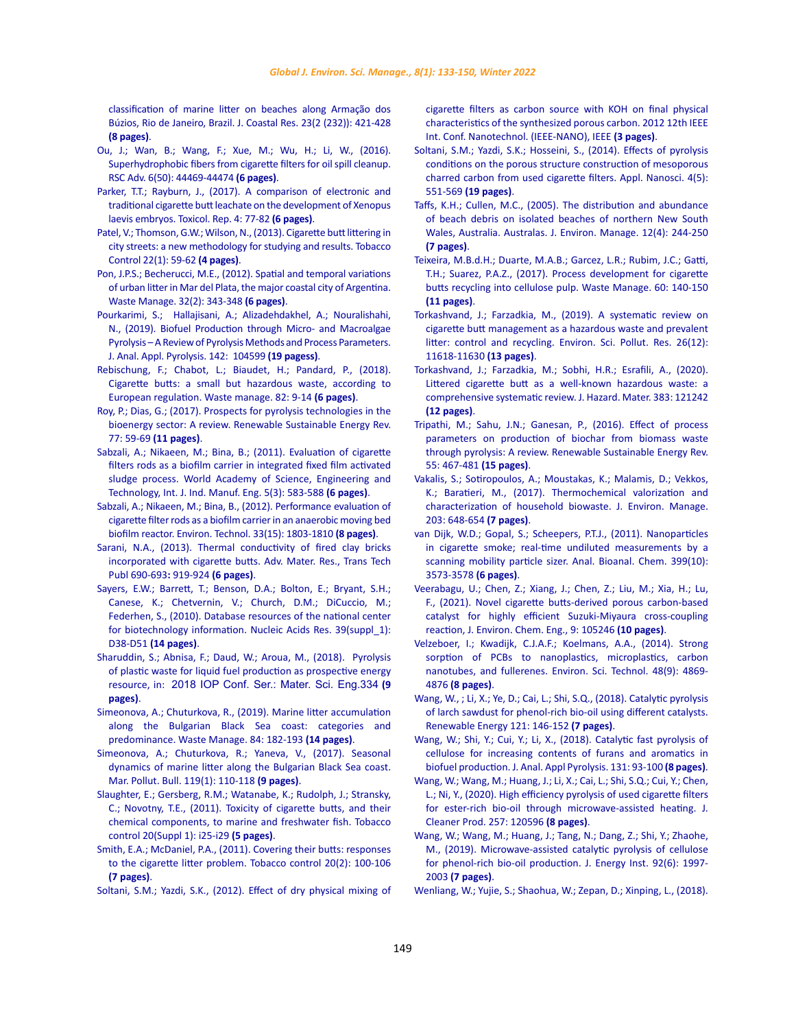classification of marine litter on beaches along Armação dos Búzios, Rio de Janeiro, Brazil. J. Coastal Res. 23(2 (232)): 421-428 **(8 pages)**.

Ou, J.; Wan, B.; Wang, F.; Xue, M.; Wu, H.; Li, W., (2016). Superhydrophobic fibers from cigarette filters for oil spill cleanup. RSC Adv. 6(50): 44469-44474 **(6 pages)**.

Parker, T.T.; Rayburn, J., (2017). A comparison of electronic and traditional cigarette butt leachate on the development of Xenopus laevis embryos. Toxicol. Rep. 4: 77-82 **(6 pages)**.

Patel, V.; Thomson, G.W.; Wilson, N., (2013). Cigarette butt littering in city streets: a new methodology for studying and results. Tobacco Control 22(1): 59-62 **(4 pages)**.

Pon, J.P.S.; Becherucci, M.E., (2012). Spatial and temporal variations of urban litter in Mar del Plata, the major coastal city of Argentina. Waste Manage. 32(2): 343-348 **(6 pages)**.

Pourkarimi, S.; Hallajisani, A.; Alizadehdakhel, A.; Nouralishahi, N., (2019). Biofuel Production through Micro- and Macroalgae Pyrolysis – A Review of Pyrolysis Methods and Process Parameters. J. Anal. Appl. Pyrolysis. 142: 104599 **(19 pagess)**.

Rebischung, F.; Chabot, L.; Biaudet, H.; Pandard, P., (2018). Cigarette butts: a small but hazardous waste, according to European regulation. Waste manage. 82: 9-14 **(6 pages)**.

Roy, P.; Dias, G.; (2017). Prospects for pyrolysis technologies in the bioenergy sector: A review. Renewable Sustainable Energy Rev. 77: 59-69 **(11 pages)**.

Sabzali, A.; Nikaeen, M.; Bina, B.; (2011). Evaluation of cigarette filters rods as a biofilm carrier in integrated fixed film activated sludge process. World Academy of Science, Engineering and Technology, Int. J. Ind. Manuf. Eng. 5(3): 583-588 **(6 pages)**.

Sabzali, A.; Nikaeen, M.; Bina, B., (2012). Performance evaluation of cigarette filter rods as a biofilm carrier in an anaerobic moving bed biofilm reactor. Environ. Technol. 33(15): 1803-1810 **(8 pages)**.

Sarani, N.A., (2013). Thermal conductivity of fired clay bricks incorporated with cigarette butts. Adv. Mater. Res., Trans Tech Publ 690-693**:** 919-924 **(6 pages)**.

Sayers, E.W.; Barrett, T.; Benson, D.A.; Bolton, E.; Bryant, S.H.; Canese, K.; Chetvernin, V.; Church, D.M.; DiCuccio, M.; Federhen, S., (2010). Database resources of the national center for biotechnology information. Nucleic Acids Res. 39(suppl_1): D38-D51 **(14 pages)**.

Sharuddin, S.; Abnisa, F.; Daud, W.; Aroua, M., (2018). Pyrolysis of plastic waste for liquid fuel production as prospective energy resource, in: 2018 IOP Conf. Ser.: Mater. Sci. Eng.334 **(9 pages)**.

Simeonova, A.; Chuturkova, R., (2019). Marine litter accumulation along the Bulgarian Black Sea coast: categories and predominance. Waste Manage. 84: 182-193 **(14 pages)**.

Simeonova, A.; Chuturkova, R.; Yaneva, V., (2017). Seasonal dynamics of marine litter along the Bulgarian Black Sea coast. Mar. Pollut. Bull. 119(1): 110-118 **(9 pages)**.

Slaughter, E.; Gersberg, R.M.; Watanabe, K.; Rudolph, J.; Stransky, C.; Novotny, T.E., (2011). Toxicity of cigarette butts, and their chemical components, to marine and freshwater fish. Tobacco control 20(Suppl 1): i25-i29 **(5 pages)**.

Smith, E.A.; McDaniel, P.A., (2011). Covering their butts: responses to the cigarette litter problem. Tobacco control 20(2): 100-106 **(7 pages)**.

Soltani, S.M.; Yazdi, S.K., (2012). Effect of dry physical mixing of cigarette filters as carbon source with KOH on final physical characteristics of the synthesized porous carbon. 2012 12th IEEE Int. Conf. Nanotechnol. (IEEE-NANO), IEEE **(3 pages)**.

Soltani, S.M.; Yazdi, S.K.; Hosseini, S., (2014). Effects of pyrolysis conditions on the porous structure construction of mesoporous charred carbon from used cigarette filters. Appl. Nanosci. 4(5): 551-569 **(19 pages)**.

Taffs, K.H.; Cullen, M.C., (2005). The distribution and abundance of beach debris on isolated beaches of northern New South Wales, Australia. Australas. J. Environ. Manage. 12(4): 244-250 **(7 pages)**.

Teixeira, M.B.d.H.; Duarte, M.A.B.; Garcez, L.R.; Rubim, J.C.; Gatti, T.H.; Suarez, P.A.Z., (2017). Process development for cigarette butts recycling into cellulose pulp. Waste Manage. 60: 140-150 **(11 pages)**.

Torkashvand, J.; Farzadkia, M., (2019). A systematic review on cigarette butt management as a hazardous waste and prevalent litter: control and recycling. Environ. Sci. Pollut. Res. 26(12): 11618-11630 **(13 pages)**.

Torkashvand, J.; Farzadkia, M.; Sobhi, H.R.; Esrafili, A., (2020). Littered cigarette butt as a well-known hazardous waste: a comprehensive systematic review. J. Hazard. Mater. 383: 121242 **(12 pages)**.

Tripathi, M.; Sahu, J.N.; Ganesan, P., (2016). Effect of process parameters on production of biochar from biomass waste through pyrolysis: A review. Renewable Sustainable Energy Rev. 55: 467-481 **(15 pages)**.

Vakalis, S.; Sotiropoulos, A.; Moustakas, K.; Malamis, D.; Vekkos, K.; Baratieri, M., (2017). Thermochemical valorization and characterization of household biowaste. J. Environ. Manage. 203: 648-654 **(7 pages)**.

van Dijk, W.D.; Gopal, S.; Scheepers, P.T.J., (2011). Nanoparticles in cigarette smoke; real-time undiluted measurements by a scanning mobility particle sizer. Anal. Bioanal. Chem. 399(10): 3573-3578 **(6 pages)**.

Veerabagu, U.; Chen, Z.; Xiang, J.; Chen, Z.; Liu, M.; Xia, H.; Lu, F., (2021). Novel cigarette butts-derived porous carbon-based catalyst for highly efficient Suzuki-Miyaura cross-coupling reaction, J. Environ. Chem. Eng., 9: 105246 **(10 pages)**.

Velzeboer, I.; Kwadijk, C.J.A.F.; Koelmans, A.A., (2014). Strong sorption of PCBs to nanoplastics, microplastics, carbon nanotubes, and fullerenes. Environ. Sci. Technol. 48(9): 4869-4876 **(8 pages)**.

Wang, W., ; Li, X.; Ye, D.; Cai, L.; Shi, S.Q., (2018). Catalytic pyrolysis of larch sawdust for phenol-rich bio-oil using different catalysts. Renewable Energy 121: 146-152 **(7 pages)**.

Wang, W.; Shi, Y.; Cui, Y.; Li, X., (2018). Catalytic fast pyrolysis of cellulose for increasing contents of furans and aromatics in biofuel production. J. Anal. Appl Pyrolysis. 131: 93-100 **(8 pages)**.

Wang, W.; Wang, M.; Huang, J.; Li, X.; Cai, L.; Shi, S.Q.; Cui, Y.; Chen, L.; Ni, Y., (2020). High efficiency pyrolysis of used cigarette filters for ester-rich bio-oil through microwave-assisted heating. J. Cleaner Prod. 257: 120596 **(8 pages)**.

Wang, W.; Wang, M.; Huang, J.; Tang, N.; Dang, Z.; Shi, Y.; Zhaohe, M., (2019). Microwave-assisted catalytic pyrolysis of cellulose for phenol-rich bio-oil production. J. Energy Inst. 92(6): 1997-2003 **(7 pages)**.

Wenliang, W.; Yujie, S.; Shaohua, W.; Zepan, D.; Xinping, L., (2018).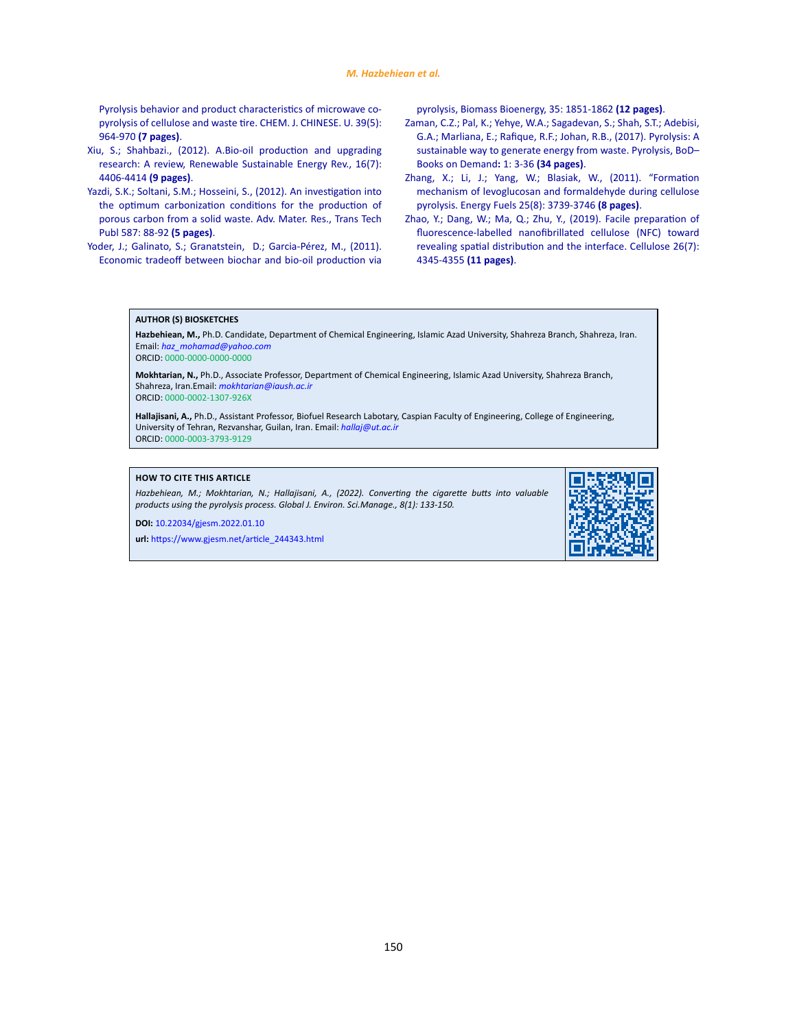Pyrolysis behavior and product characteristics of microwave co-pyrolysis of cellulose and waste tire. CHEM. J. CHINESE. U. 39(5): 964-970 **(7 pages)**.

Xiu, S.; Shahbazi., (2012). A.Bio-oil production and upgrading research: A review, Renewable Sustainable Energy Rev., 16(7): 4406-4414 **(9 pages)**.

Yazdi, S.K.; Soltani, S.M.; Hosseini, S., (2012). An investigation into the optimum carbonization conditions for the production of porous carbon from a solid waste. Adv. Mater. Res., Trans Tech Publ 587: 88-92 **(5 pages)**.

Yoder, J.; Galinato, S.; Granatstein, D.; Garcia-Pérez, M., (2011). Economic tradeoff between biochar and bio-oil production via pyrolysis, Biomass Bioenergy, 35: 1851-1862 **(12 pages)**.

Zaman, C.Z.; Pal, K.; Yehye, W.A.; Sagadevan, S.; Shah, S.T.; Adebisi, G.A.; Marliana, E.; Rafique, R.F.; Johan, R.B., (2017). Pyrolysis: A sustainable way to generate energy from waste. Pyrolysis, BoD–Books on Demand**:** 1: 3-36 **(34 pages)**.

Zhang, X.; Li, J.; Yang, W.; Blasiak, W., (2011). "Formation mechanism of levoglucosan and formaldehyde during cellulose pyrolysis. Energy Fuels 25(8): 3739-3746 **(8 pages)**.

Zhao, Y.; Dang, W.; Ma, Q.; Zhu, Y., (2019). Facile preparation of fluorescence-labelled nanofibrillated cellulose (NFC) toward revealing spatial distribution and the interface. Cellulose 26(7): 4345-4355 **(11 pages)**.

**AUTHOR (S) BIOSKETCHES**

**Hazbehiean, M.,** Ph.D. Candidate, Department of Chemical Engineering, Islamic Azad University, Shahreza Branch, Shahreza, Iran.
Email: *haz_mohamad@yahoo.com*
ORCID: 0000-0000-0000-0000

**Mokhtarian, N.,** Ph.D., Associate Professor, Department of Chemical Engineering, Islamic Azad University, Shahreza Branch, Shahreza, Iran.Email: *mokhtarian@iaush.ac.ir*
ORCID: 0000-0002-1307-926X

**Hallajisani, A.,** Ph.D., Assistant Professor, Biofuel Research Labotary, Caspian Faculty of Engineering, College of Engineering, University of Tehran, Rezvanshar, Guilan, Iran. Email: *hallaj@ut.ac.ir*
ORCID: 0000-0003-3793-9129

**HOW TO CITE THIS ARTICLE**

*Hazbehiean, M.; Mokhtarian, N.; Hallajisani, A., (2022). Converting the cigarette butts into valuable products using the pyrolysis process. Global J. Environ. Sci.Manage., 8(1): 133-150.*

**DOI:** 10.22034/gjesm.2022.01.10

**url:** https://www.gjesm.net/article_244343.html